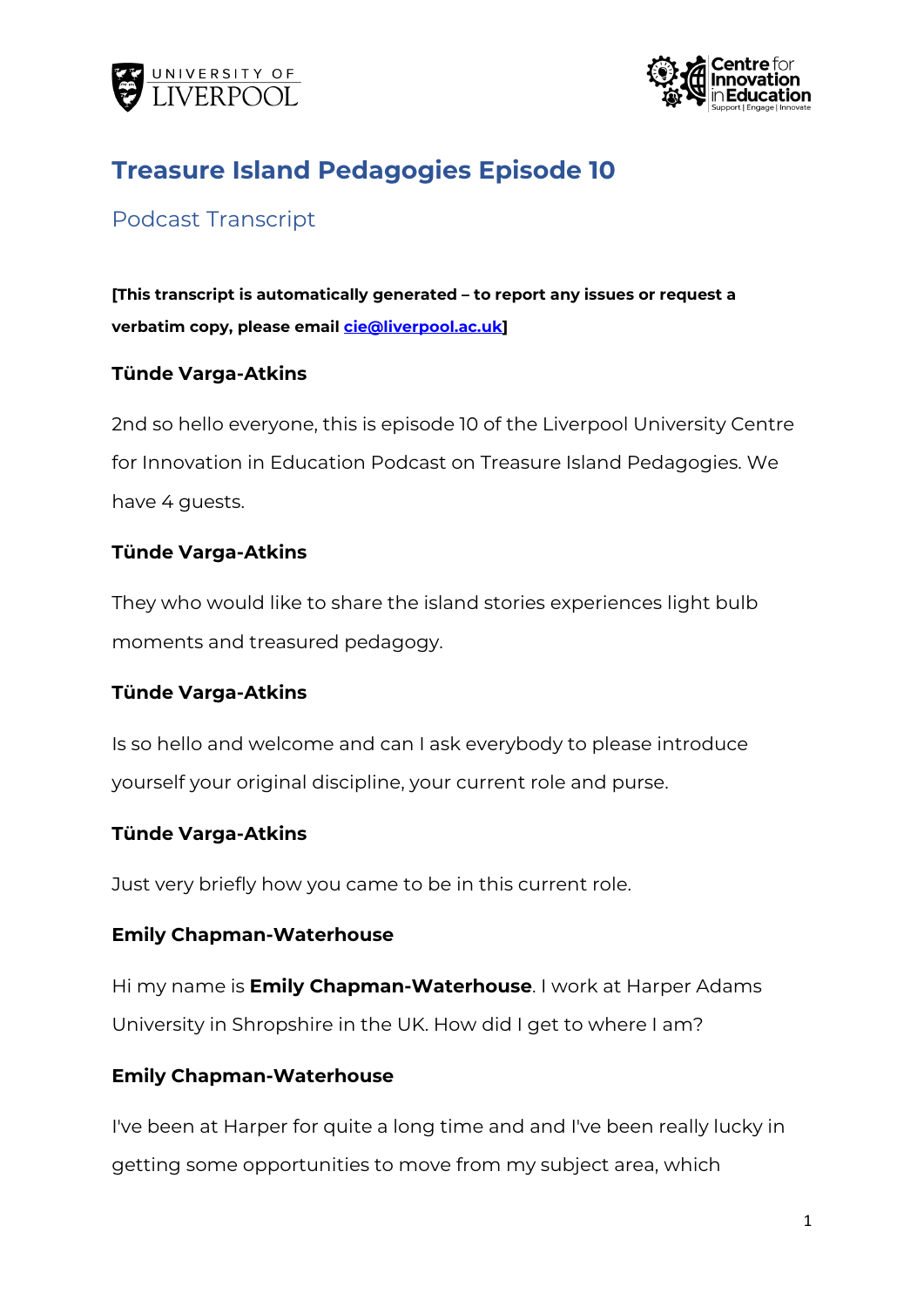# Treasure Island Pedagogies Episode 10

## Podcast Transcript

**[This transcript is automatically generated – to report any issues or request a verbatim copy, please email [cie@liverpool.ac.uk](mailto:cie@liverpool.ac.uk)]**

**Tünde Varga-Atkins**

2nd so hello everyone, this is episode 10 of the Liverpool University Centre for Innovation in Education Podcast on Treasure Island Pedagogies. We have 4 guests.

**Tünde Varga-Atkins**

They who would like to share the island stories experiences light bulb moments and treasured pedagogy.

**Tünde Varga-Atkins**

Is so hello and welcome and can I ask everybody to please introduce yourself your original discipline, your current role and purse.

**Tünde Varga-Atkins**

Just very briefly how you came to be in this current role.

**Emily Chapman-Waterhouse**

Hi my name is **Emily Chapman-Waterhouse**. I work at Harper Adams University in Shropshire in the UK. How did I get to where I am?

**Emily Chapman-Waterhouse**

I've been at Harper for quite a long time and and I've been really lucky in getting some opportunities to move from my subject area, which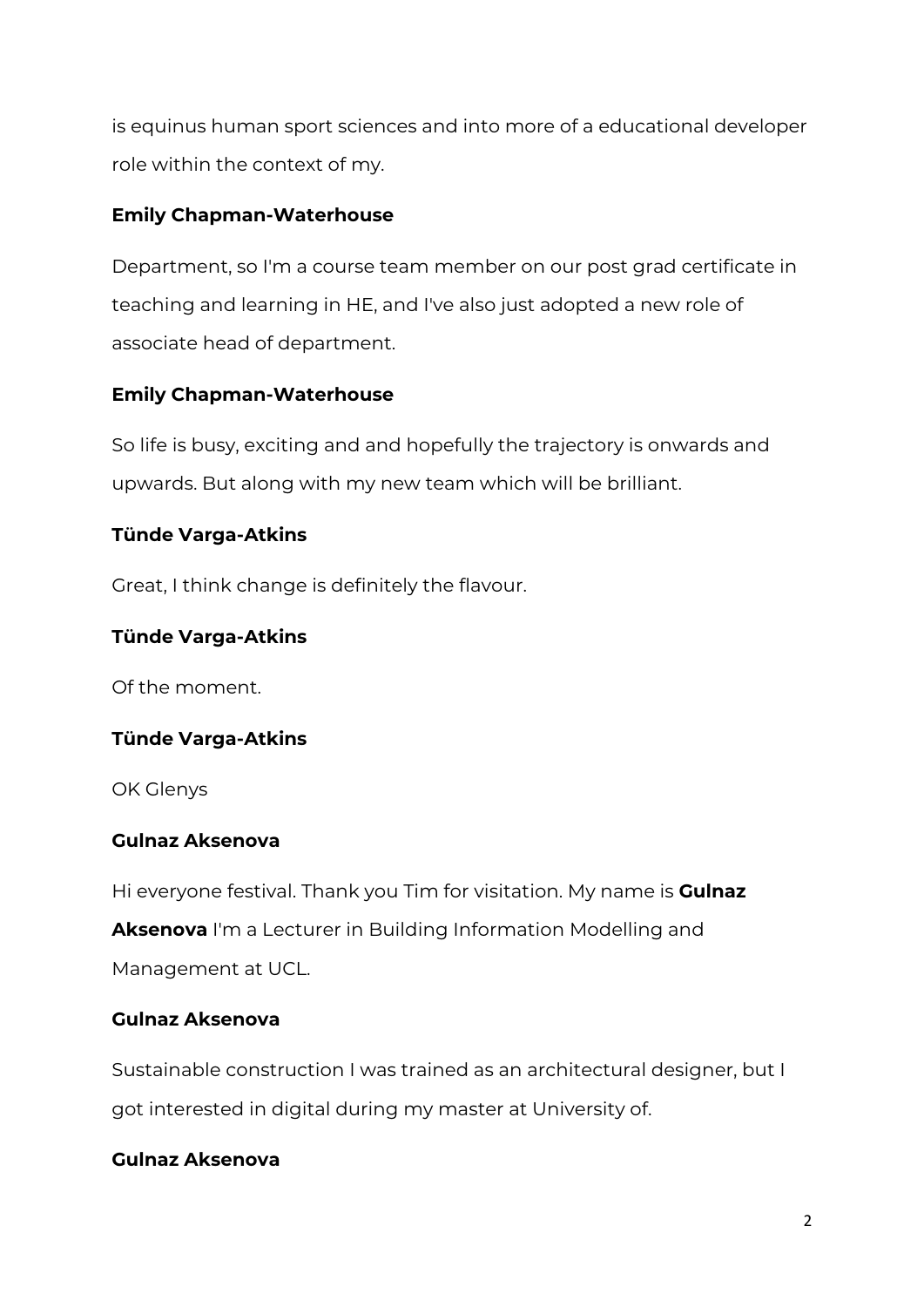is equinus human sport sciences and into more of a educational developer role within the context of my.

**Emily Chapman-Waterhouse**

Department, so I'm a course team member on our post grad certificate in teaching and learning in HE, and I've also just adopted a new role of associate head of department.

**Emily Chapman-Waterhouse**

So life is busy, exciting and and hopefully the trajectory is onwards and upwards. But along with my new team which will be brilliant.

**Tünde Varga-Atkins**

Great, I think change is definitely the flavour.

**Tünde Varga-Atkins**

Of the moment.

**Tünde Varga-Atkins**

OK Glenys

**Gulnaz Aksenova**

Hi everyone festival. Thank you Tim for visitation. My name is **Gulnaz Aksenova** I'm a Lecturer in Building Information Modelling and Management at UCL.

**Gulnaz Aksenova**

Sustainable construction I was trained as an architectural designer, but I got interested in digital during my master at University of.

**Gulnaz Aksenova**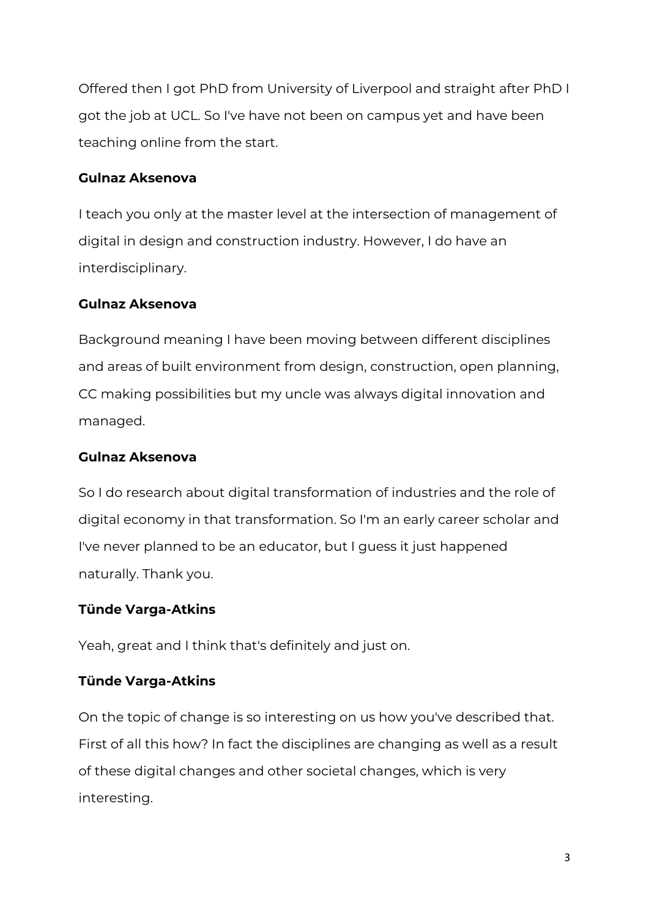Offered then I got PhD from University of Liverpool and straight after PhD I got the job at UCL. So I've have not been on campus yet and have been teaching online from the start.

**Gulnaz Aksenova**

I teach you only at the master level at the intersection of management of digital in design and construction industry. However, I do have an interdisciplinary.

**Gulnaz Aksenova**

Background meaning I have been moving between different disciplines and areas of built environment from design, construction, open planning, CC making possibilities but my uncle was always digital innovation and managed.

**Gulnaz Aksenova**

So I do research about digital transformation of industries and the role of digital economy in that transformation. So I'm an early career scholar and I've never planned to be an educator, but I guess it just happened naturally. Thank you.

**Tünde Varga-Atkins**

Yeah, great and I think that's definitely and just on.

**Tünde Varga-Atkins**

On the topic of change is so interesting on us how you've described that. First of all this how? In fact the disciplines are changing as well as a result of these digital changes and other societal changes, which is very interesting.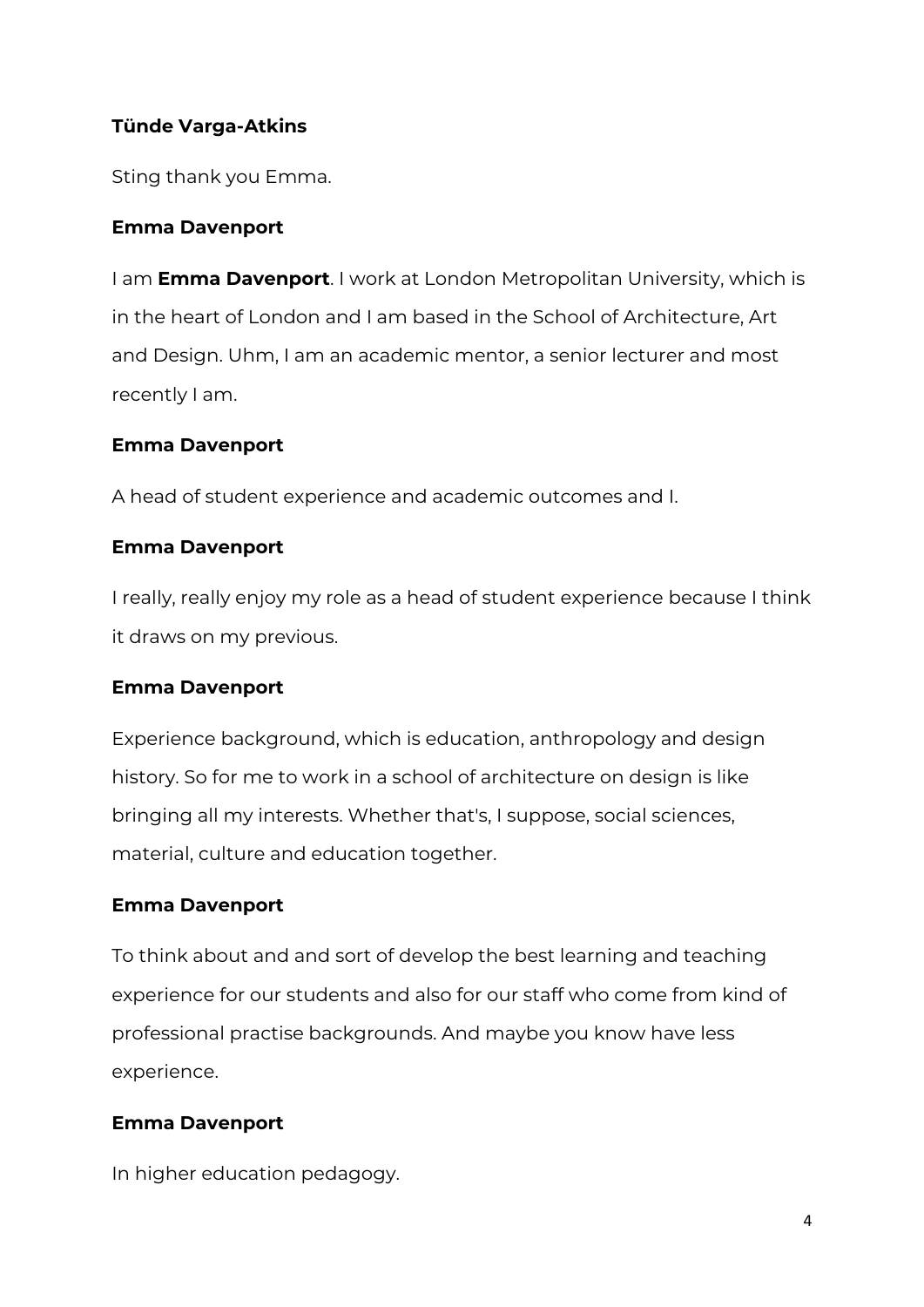**Tünde Varga-Atkins**

Sting thank you Emma.

**Emma Davenport**

I am **Emma Davenport**. I work at London Metropolitan University, which is in the heart of London and I am based in the School of Architecture, Art and Design. Uhm, I am an academic mentor, a senior lecturer and most recently I am.

**Emma Davenport**

A head of student experience and academic outcomes and I.

**Emma Davenport**

I really, really enjoy my role as a head of student experience because I think it draws on my previous.

**Emma Davenport**

Experience background, which is education, anthropology and design history. So for me to work in a school of architecture on design is like bringing all my interests. Whether that's, I suppose, social sciences, material, culture and education together.

**Emma Davenport**

To think about and and sort of develop the best learning and teaching experience for our students and also for our staff who come from kind of professional practise backgrounds. And maybe you know have less experience.

**Emma Davenport**

In higher education pedagogy.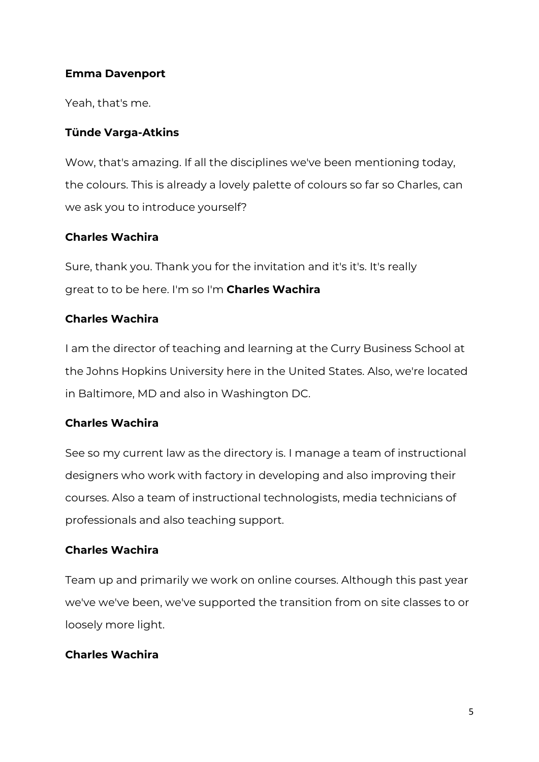**Emma Davenport**

Yeah, that's me.

**Tünde Varga-Atkins**

Wow, that's amazing. If all the disciplines we've been mentioning today, the colours. This is already a lovely palette of colours so far so Charles, can we ask you to introduce yourself?

**Charles Wachira**

Sure, thank you. Thank you for the invitation and it's it's. It's really great to to be here. I'm so I'm **Charles Wachira**

**Charles Wachira**

I am the director of teaching and learning at the Curry Business School at the Johns Hopkins University here in the United States. Also, we're located in Baltimore, MD and also in Washington DC.

**Charles Wachira**

See so my current law as the directory is. I manage a team of instructional designers who work with factory in developing and also improving their courses. Also a team of instructional technologists, media technicians of professionals and also teaching support.

**Charles Wachira**

Team up and primarily we work on online courses. Although this past year we've we've been, we've supported the transition from on site classes to or loosely more light.

**Charles Wachira**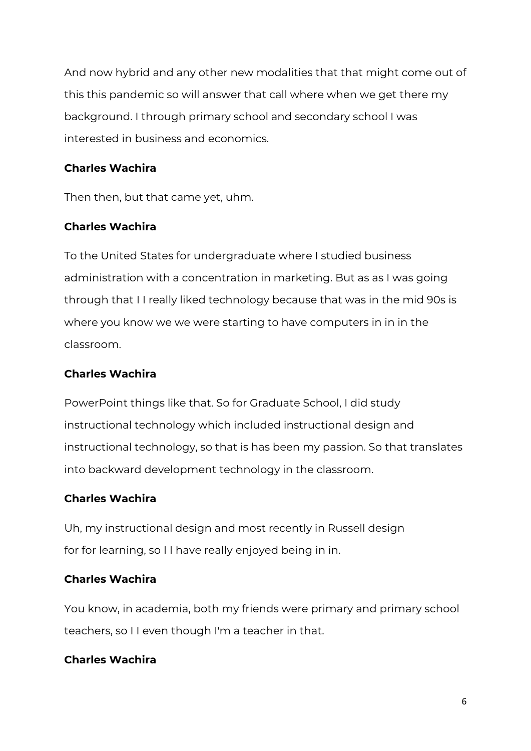And now hybrid and any other new modalities that that might come out of this this pandemic so will answer that call where when we get there my background. I through primary school and secondary school I was interested in business and economics.

**Charles Wachira**

Then then, but that came yet, uhm.

**Charles Wachira**

To the United States for undergraduate where I studied business administration with a concentration in marketing. But as as I was going through that I I really liked technology because that was in the mid 90s is where you know we we were starting to have computers in in in the classroom.

**Charles Wachira**

PowerPoint things like that. So for Graduate School, I did study instructional technology which included instructional design and instructional technology, so that is has been my passion. So that translates into backward development technology in the classroom.

**Charles Wachira**

Uh, my instructional design and most recently in Russell design for for learning, so I I have really enjoyed being in in.

**Charles Wachira**

You know, in academia, both my friends were primary and primary school teachers, so I I even though I'm a teacher in that.

**Charles Wachira**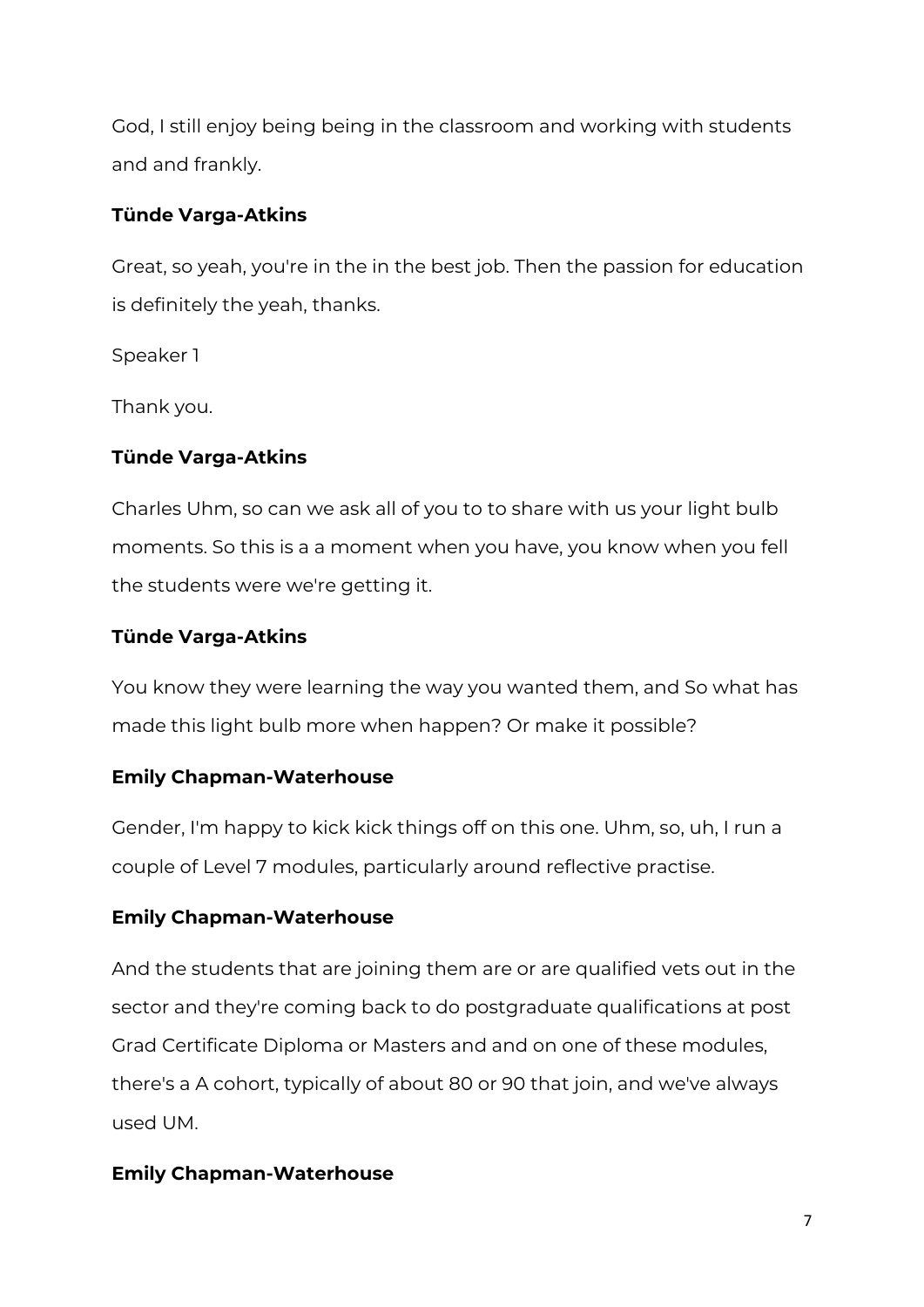God, I still enjoy being being in the classroom and working with students and and frankly.

**Tünde Varga-Atkins**

Great, so yeah, you're in the in the best job. Then the passion for education is definitely the yeah, thanks.

Speaker 1

Thank you.

**Tünde Varga-Atkins**

Charles Uhm, so can we ask all of you to to share with us your light bulb moments. So this is a a moment when you have, you know when you fell the students were we're getting it.

**Tünde Varga-Atkins**

You know they were learning the way you wanted them, and So what has made this light bulb more when happen? Or make it possible?

**Emily Chapman-Waterhouse**

Gender, I'm happy to kick kick things off on this one. Uhm, so, uh, I run a couple of Level 7 modules, particularly around reflective practise.

**Emily Chapman-Waterhouse**

And the students that are joining them are or are qualified vets out in the sector and they're coming back to do postgraduate qualifications at post Grad Certificate Diploma or Masters and and on one of these modules, there's a A cohort, typically of about 80 or 90 that join, and we've always used UM.

**Emily Chapman-Waterhouse**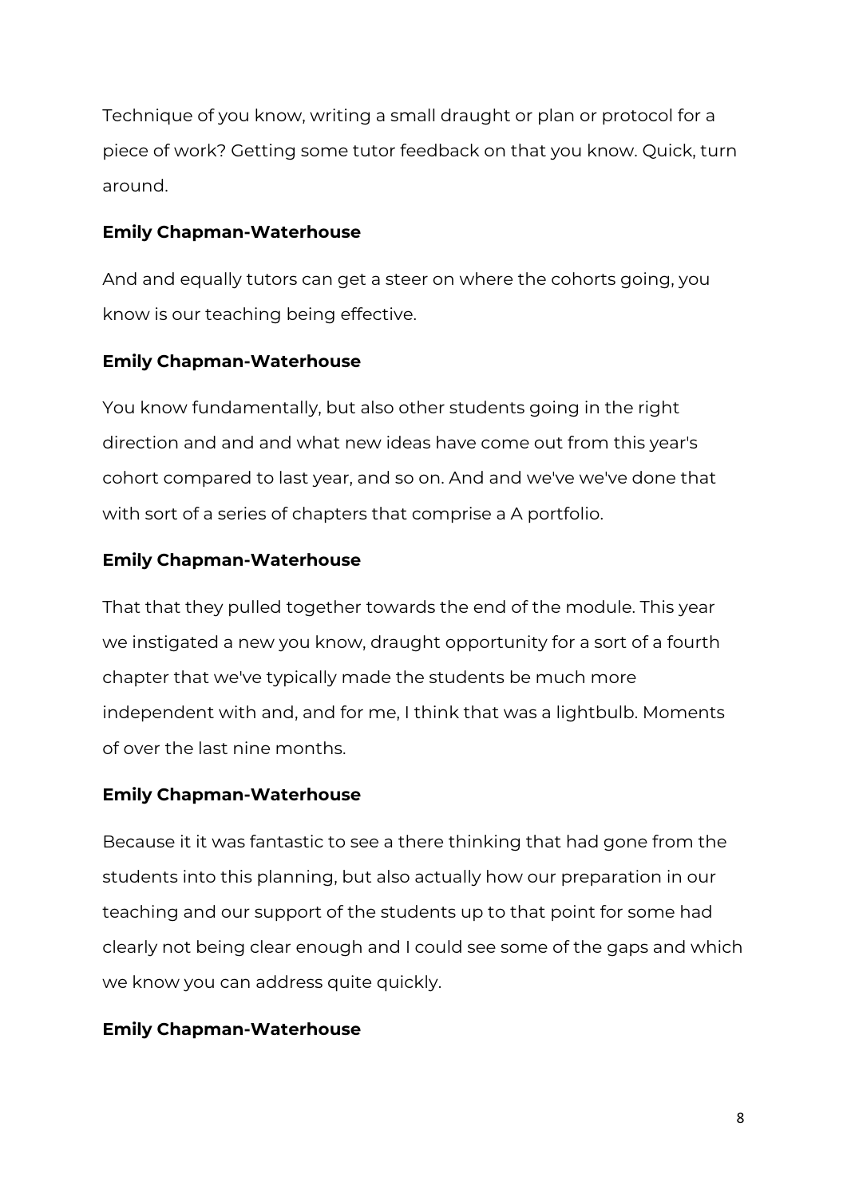Technique of you know, writing a small draught or plan or protocol for a piece of work? Getting some tutor feedback on that you know. Quick, turn around.

**Emily Chapman-Waterhouse**

And and equally tutors can get a steer on where the cohorts going, you know is our teaching being effective.

**Emily Chapman-Waterhouse**

You know fundamentally, but also other students going in the right direction and and and what new ideas have come out from this year's cohort compared to last year, and so on. And and we've we've done that with sort of a series of chapters that comprise a A portfolio.

**Emily Chapman-Waterhouse**

That that they pulled together towards the end of the module. This year we instigated a new you know, draught opportunity for a sort of a fourth chapter that we've typically made the students be much more independent with and, and for me, I think that was a lightbulb. Moments of over the last nine months.

**Emily Chapman-Waterhouse**

Because it it was fantastic to see a there thinking that had gone from the students into this planning, but also actually how our preparation in our teaching and our support of the students up to that point for some had clearly not being clear enough and I could see some of the gaps and which we know you can address quite quickly.

**Emily Chapman-Waterhouse**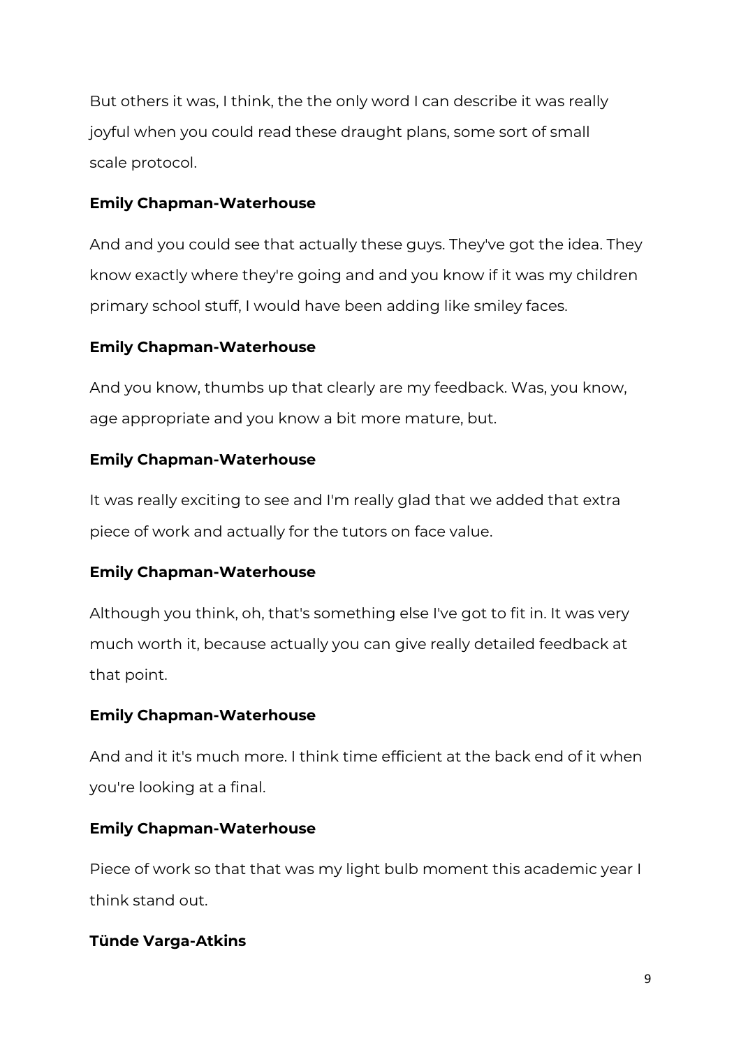But others it was, I think, the the only word I can describe it was really joyful when you could read these draught plans, some sort of small scale protocol.

**Emily Chapman-Waterhouse**

And and you could see that actually these guys. They've got the idea. They know exactly where they're going and and you know if it was my children primary school stuff, I would have been adding like smiley faces.

**Emily Chapman-Waterhouse**

And you know, thumbs up that clearly are my feedback. Was, you know, age appropriate and you know a bit more mature, but.

**Emily Chapman-Waterhouse**

It was really exciting to see and I'm really glad that we added that extra piece of work and actually for the tutors on face value.

**Emily Chapman-Waterhouse**

Although you think, oh, that's something else I've got to fit in. It was very much worth it, because actually you can give really detailed feedback at that point.

**Emily Chapman-Waterhouse**

And and it it's much more. I think time efficient at the back end of it when you're looking at a final.

**Emily Chapman-Waterhouse**

Piece of work so that that was my light bulb moment this academic year I think stand out.

**Tünde Varga-Atkins**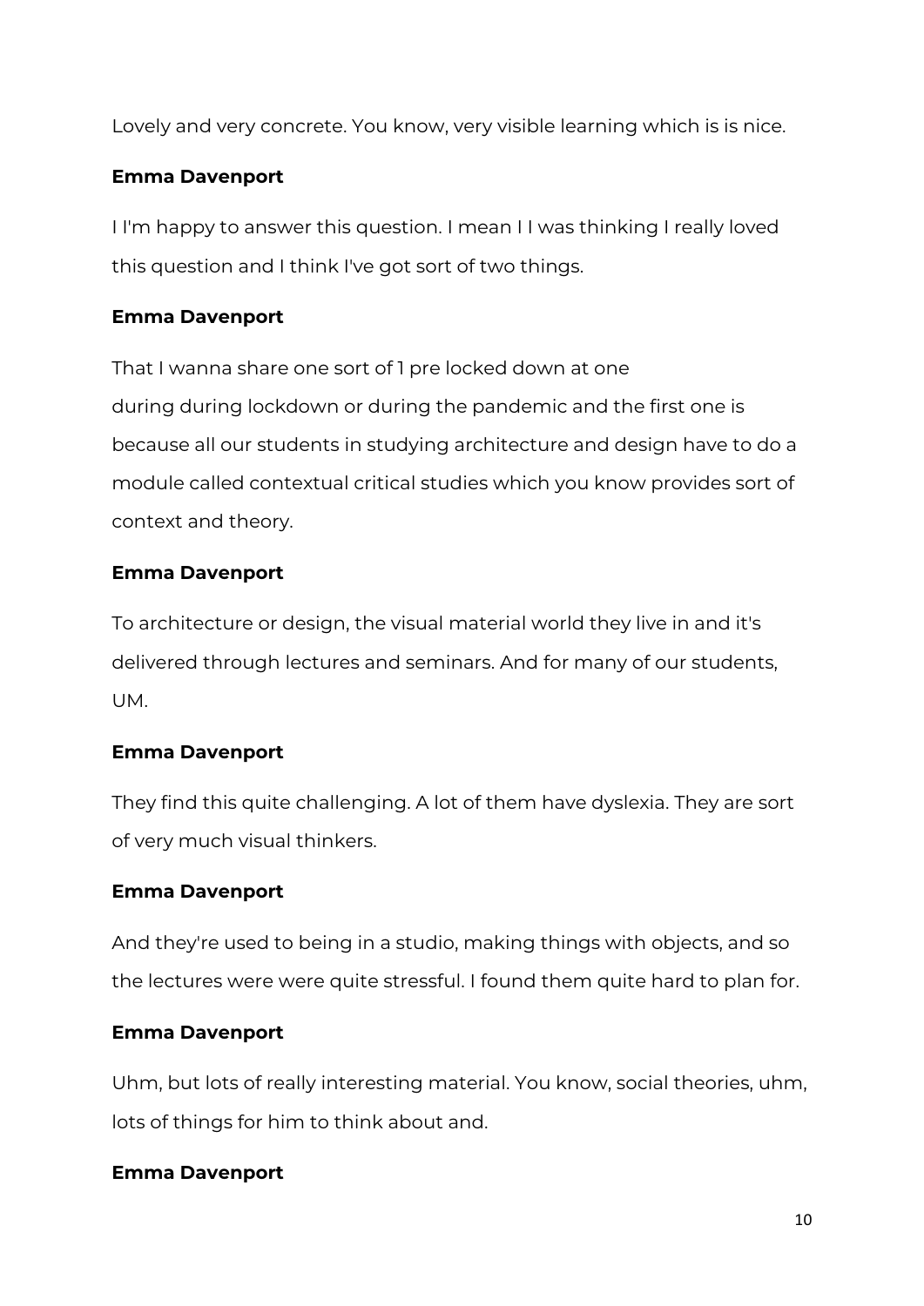Lovely and very concrete. You know, very visible learning which is is nice.

**Emma Davenport**

I I'm happy to answer this question. I mean I I was thinking I really loved this question and I think I've got sort of two things.

**Emma Davenport**

That I wanna share one sort of 1 pre locked down at one during during lockdown or during the pandemic and the first one is because all our students in studying architecture and design have to do a module called contextual critical studies which you know provides sort of context and theory.

**Emma Davenport**

To architecture or design, the visual material world they live in and it's delivered through lectures and seminars. And for many of our students, UM.

**Emma Davenport**

They find this quite challenging. A lot of them have dyslexia. They are sort of very much visual thinkers.

**Emma Davenport**

And they're used to being in a studio, making things with objects, and so the lectures were were quite stressful. I found them quite hard to plan for.

**Emma Davenport**

Uhm, but lots of really interesting material. You know, social theories, uhm, lots of things for him to think about and.

**Emma Davenport**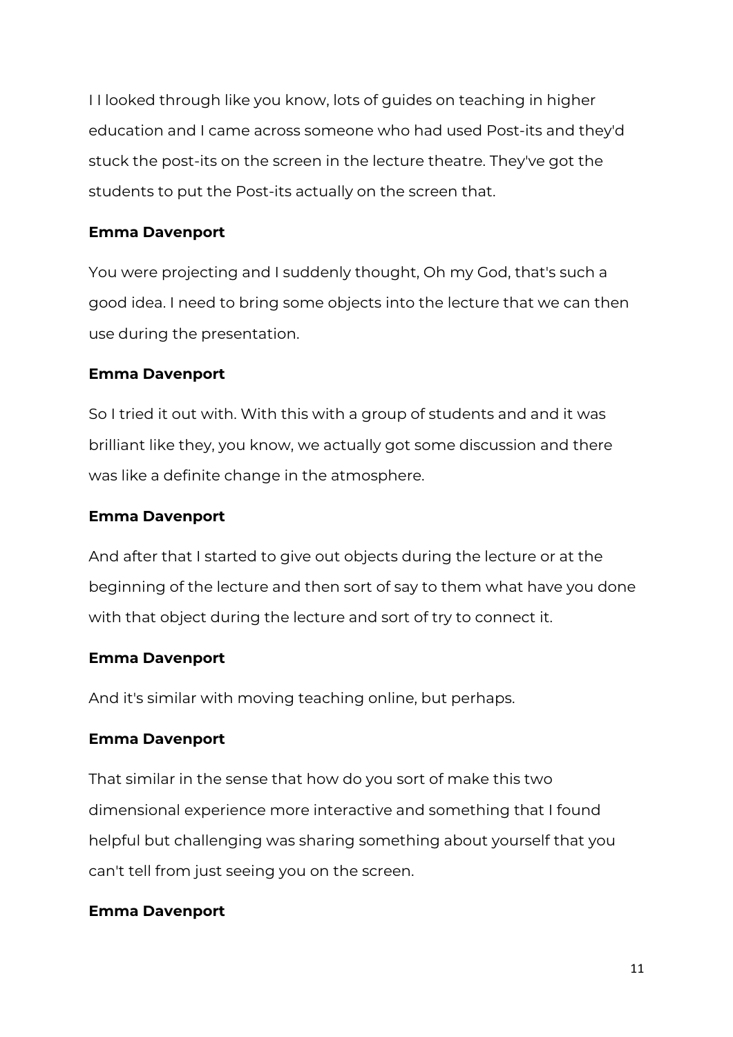I I looked through like you know, lots of guides on teaching in higher education and I came across someone who had used Post-its and they'd stuck the post-its on the screen in the lecture theatre. They've got the students to put the Post-its actually on the screen that.

**Emma Davenport**

You were projecting and I suddenly thought, Oh my God, that's such a good idea. I need to bring some objects into the lecture that we can then use during the presentation.

**Emma Davenport**

So I tried it out with. With this with a group of students and and it was brilliant like they, you know, we actually got some discussion and there was like a definite change in the atmosphere.

**Emma Davenport**

And after that I started to give out objects during the lecture or at the beginning of the lecture and then sort of say to them what have you done with that object during the lecture and sort of try to connect it.

**Emma Davenport**

And it's similar with moving teaching online, but perhaps.

**Emma Davenport**

That similar in the sense that how do you sort of make this two dimensional experience more interactive and something that I found helpful but challenging was sharing something about yourself that you can't tell from just seeing you on the screen.

**Emma Davenport**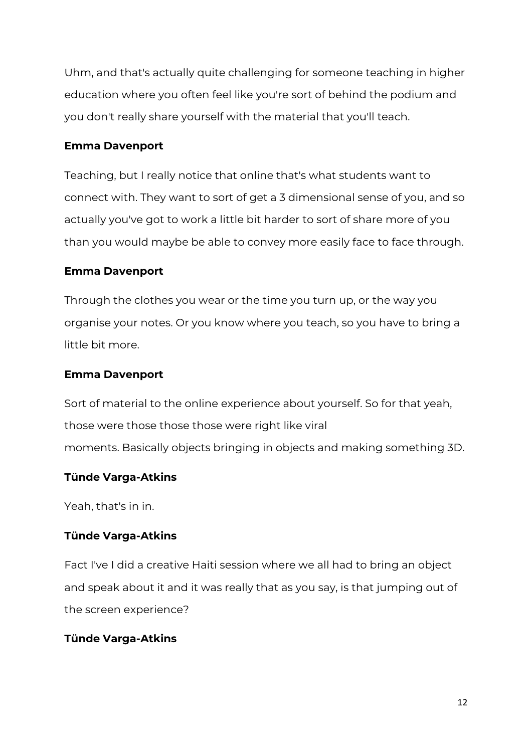Uhm, and that's actually quite challenging for someone teaching in higher education where you often feel like you're sort of behind the podium and you don't really share yourself with the material that you'll teach.

**Emma Davenport**

Teaching, but I really notice that online that's what students want to connect with. They want to sort of get a 3 dimensional sense of you, and so actually you've got to work a little bit harder to sort of share more of you than you would maybe be able to convey more easily face to face through.

**Emma Davenport**

Through the clothes you wear or the time you turn up, or the way you organise your notes. Or you know where you teach, so you have to bring a little bit more.

**Emma Davenport**

Sort of material to the online experience about yourself. So for that yeah, those were those those those were right like viral moments. Basically objects bringing in objects and making something 3D.

**Tünde Varga-Atkins**

Yeah, that's in in.

**Tünde Varga-Atkins**

Fact I've I did a creative Haiti session where we all had to bring an object and speak about it and it was really that as you say, is that jumping out of the screen experience?

**Tünde Varga-Atkins**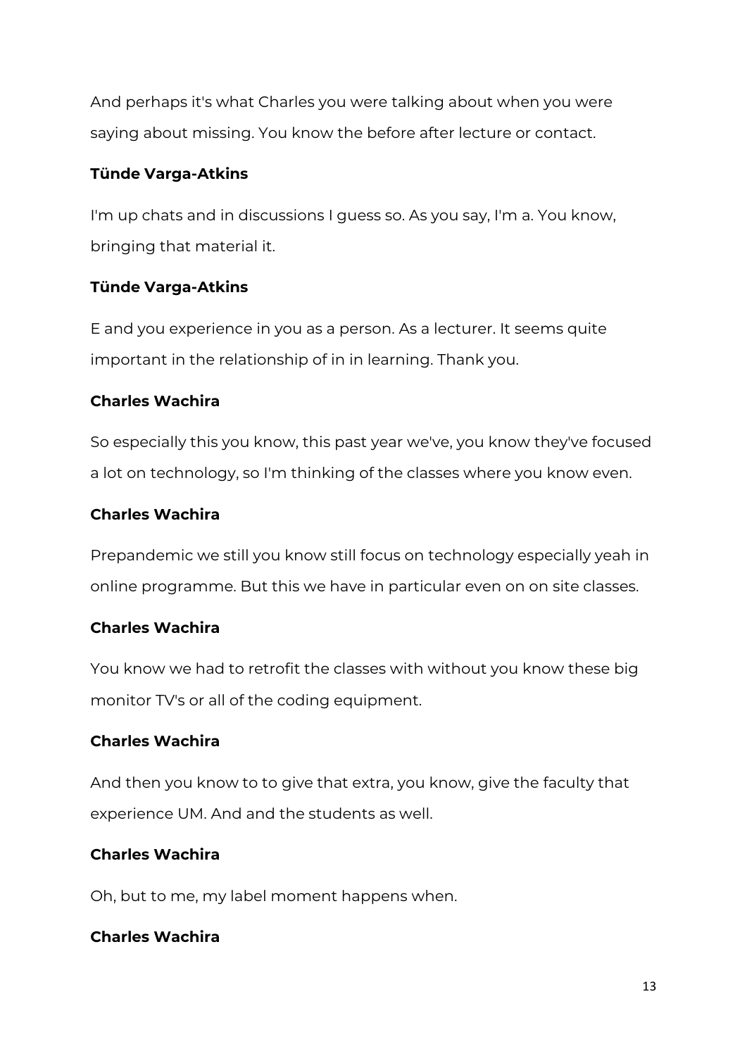And perhaps it's what Charles you were talking about when you were saying about missing. You know the before after lecture or contact.

**Tünde Varga-Atkins**

I'm up chats and in discussions I guess so. As you say, I'm a. You know, bringing that material it.

**Tünde Varga-Atkins**

E and you experience in you as a person. As a lecturer. It seems quite important in the relationship of in in learning. Thank you.

**Charles Wachira**

So especially this you know, this past year we've, you know they've focused a lot on technology, so I'm thinking of the classes where you know even.

**Charles Wachira**

Prepandemic we still you know still focus on technology especially yeah in online programme. But this we have in particular even on on site classes.

**Charles Wachira**

You know we had to retrofit the classes with without you know these big monitor TV's or all of the coding equipment.

**Charles Wachira**

And then you know to to give that extra, you know, give the faculty that experience UM. And and the students as well.

**Charles Wachira**

Oh, but to me, my label moment happens when.

**Charles Wachira**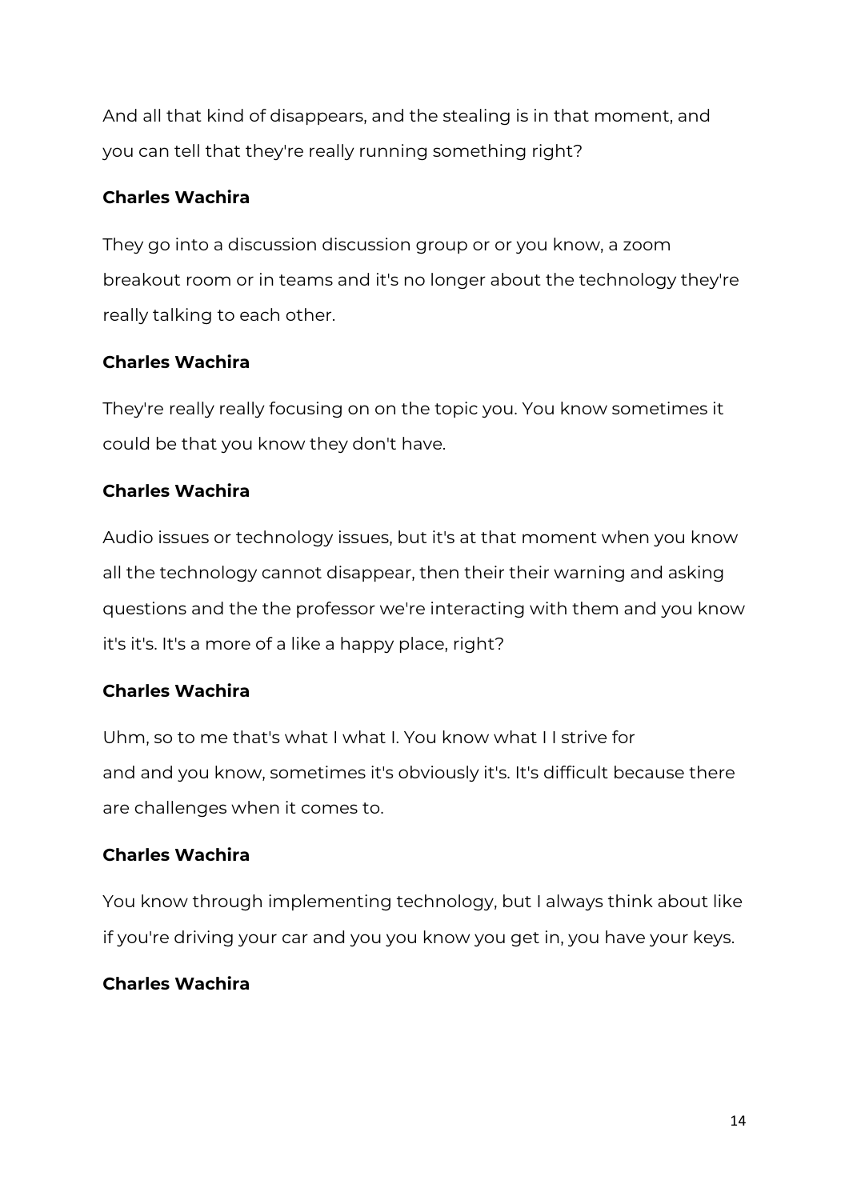And all that kind of disappears, and the stealing is in that moment, and you can tell that they're really running something right?

**Charles Wachira**

They go into a discussion discussion group or or you know, a zoom breakout room or in teams and it's no longer about the technology they're really talking to each other.

**Charles Wachira**

They're really really focusing on on the topic you. You know sometimes it could be that you know they don't have.

**Charles Wachira**

Audio issues or technology issues, but it's at that moment when you know all the technology cannot disappear, then their their warning and asking questions and the the professor we're interacting with them and you know it's it's. It's a more of a like a happy place, right?

**Charles Wachira**

Uhm, so to me that's what I what I. You know what I I strive for and and you know, sometimes it's obviously it's. It's difficult because there are challenges when it comes to.

**Charles Wachira**

You know through implementing technology, but I always think about like if you're driving your car and you you know you get in, you have your keys.

**Charles Wachira**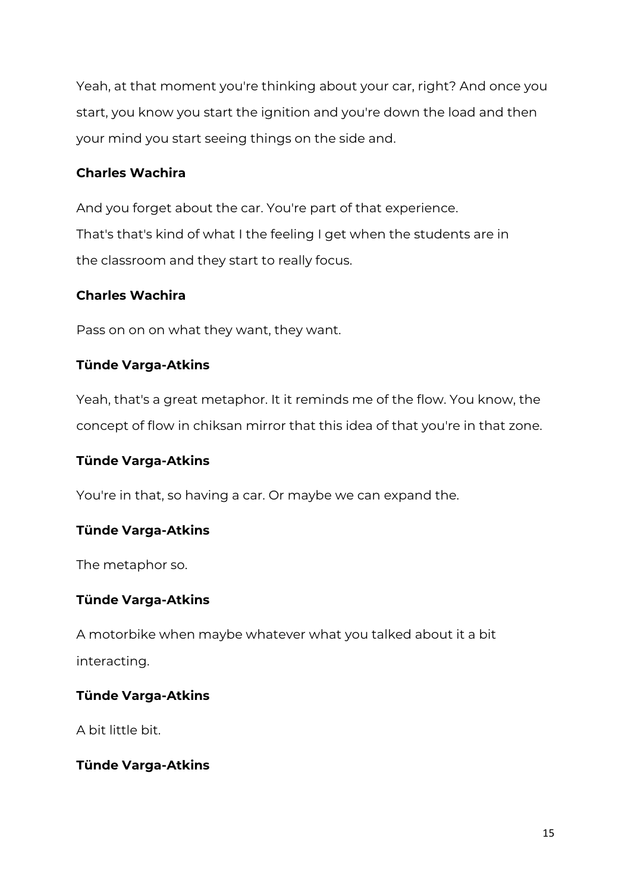Yeah, at that moment you're thinking about your car, right? And once you start, you know you start the ignition and you're down the load and then your mind you start seeing things on the side and.

**Charles Wachira**

And you forget about the car. You're part of that experience. That's that's kind of what I the feeling I get when the students are in the classroom and they start to really focus.

**Charles Wachira**

Pass on on on what they want, they want.

**Tünde Varga-Atkins**

Yeah, that's a great metaphor. It it reminds me of the flow. You know, the concept of flow in chiksan mirror that this idea of that you're in that zone.

**Tünde Varga-Atkins**

You're in that, so having a car. Or maybe we can expand the.

**Tünde Varga-Atkins**

The metaphor so.

**Tünde Varga-Atkins**

A motorbike when maybe whatever what you talked about it a bit interacting.

**Tünde Varga-Atkins**

A bit little bit.

**Tünde Varga-Atkins**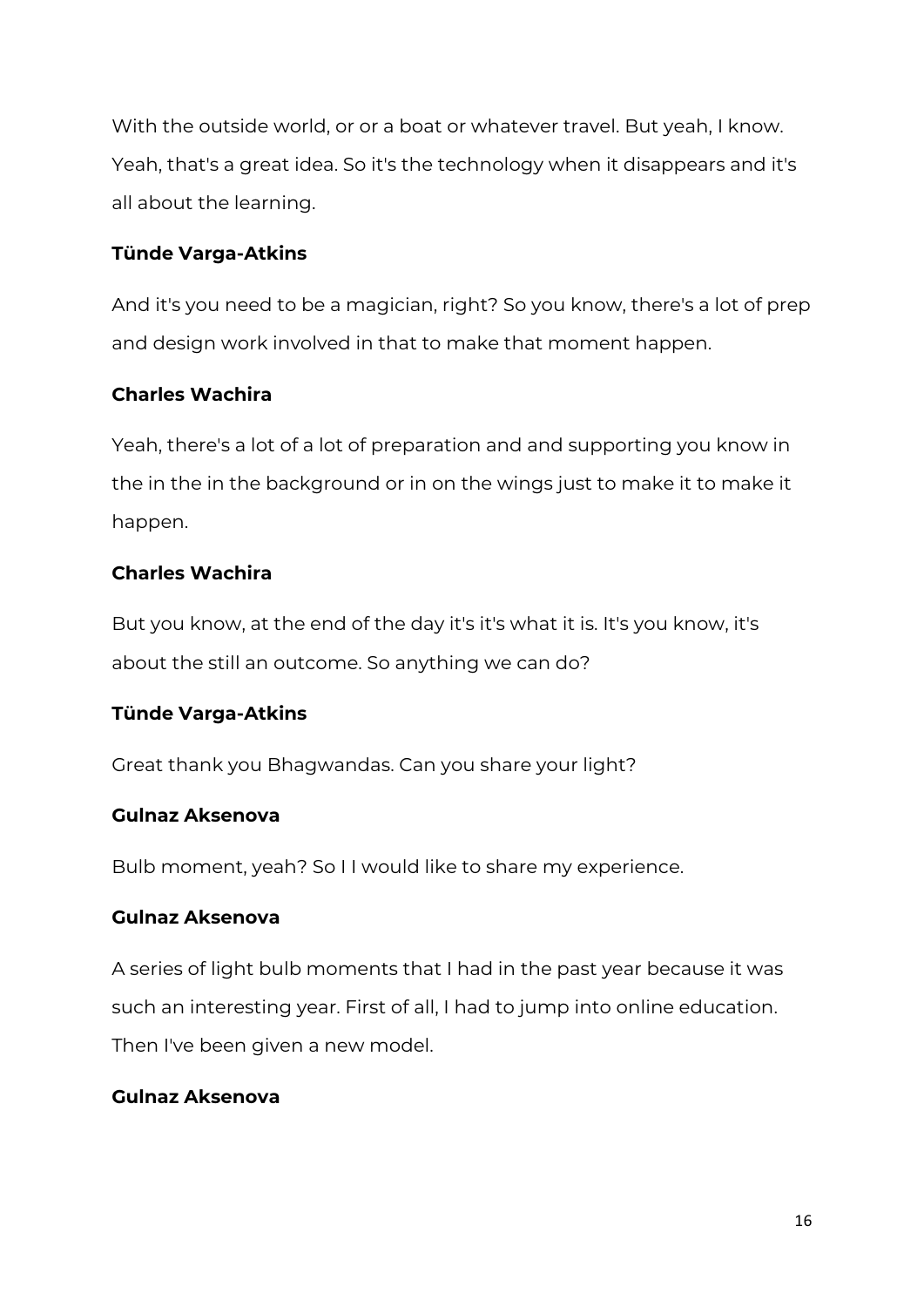With the outside world, or or a boat or whatever travel. But yeah, I know. Yeah, that's a great idea. So it's the technology when it disappears and it's all about the learning.

**Tünde Varga-Atkins**

And it's you need to be a magician, right? So you know, there's a lot of prep and design work involved in that to make that moment happen.

**Charles Wachira**

Yeah, there's a lot of a lot of preparation and and supporting you know in the in the in the background or in on the wings just to make it to make it happen.

**Charles Wachira**

But you know, at the end of the day it's it's what it is. It's you know, it's about the still an outcome. So anything we can do?

**Tünde Varga-Atkins**

Great thank you Bhagwandas. Can you share your light?

**Gulnaz Aksenova**

Bulb moment, yeah? So I I would like to share my experience.

**Gulnaz Aksenova**

A series of light bulb moments that I had in the past year because it was such an interesting year. First of all, I had to jump into online education. Then I've been given a new model.

**Gulnaz Aksenova**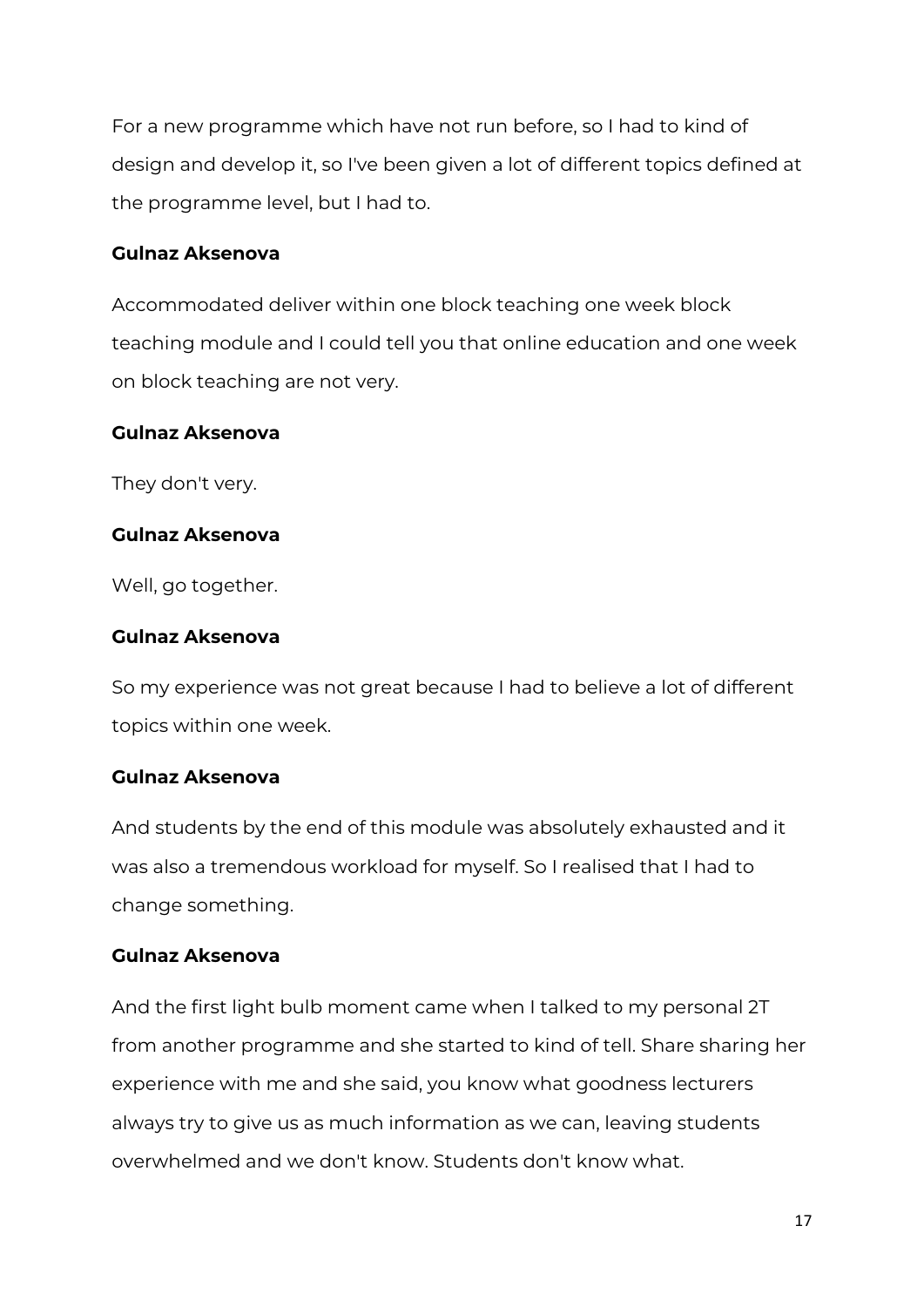For a new programme which have not run before, so I had to kind of design and develop it, so I've been given a lot of different topics defined at the programme level, but I had to.

**Gulnaz Aksenova**

Accommodated deliver within one block teaching one week block teaching module and I could tell you that online education and one week on block teaching are not very.

**Gulnaz Aksenova**

They don't very.

**Gulnaz Aksenova**

Well, go together.

**Gulnaz Aksenova**

So my experience was not great because I had to believe a lot of different topics within one week.

**Gulnaz Aksenova**

And students by the end of this module was absolutely exhausted and it was also a tremendous workload for myself. So I realised that I had to change something.

**Gulnaz Aksenova**

And the first light bulb moment came when I talked to my personal 2T from another programme and she started to kind of tell. Share sharing her experience with me and she said, you know what goodness lecturers always try to give us as much information as we can, leaving students overwhelmed and we don't know. Students don't know what.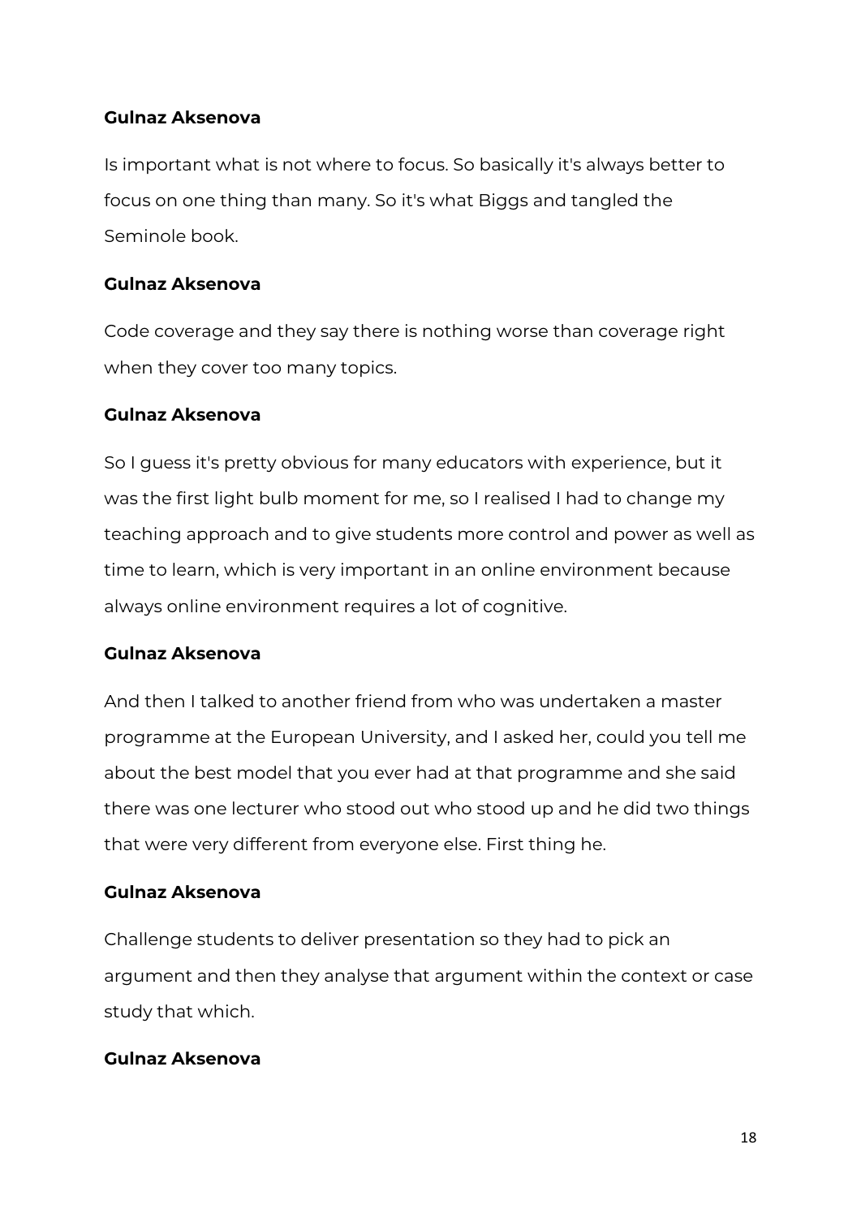**Gulnaz Aksenova**

Is important what is not where to focus. So basically it's always better to focus on one thing than many. So it's what Biggs and tangled the Seminole book.

**Gulnaz Aksenova**

Code coverage and they say there is nothing worse than coverage right when they cover too many topics.

**Gulnaz Aksenova**

So I guess it's pretty obvious for many educators with experience, but it was the first light bulb moment for me, so I realised I had to change my teaching approach and to give students more control and power as well as time to learn, which is very important in an online environment because always online environment requires a lot of cognitive.

**Gulnaz Aksenova**

And then I talked to another friend from who was undertaken a master programme at the European University, and I asked her, could you tell me about the best model that you ever had at that programme and she said there was one lecturer who stood out who stood up and he did two things that were very different from everyone else. First thing he.

**Gulnaz Aksenova**

Challenge students to deliver presentation so they had to pick an argument and then they analyse that argument within the context or case study that which.

**Gulnaz Aksenova**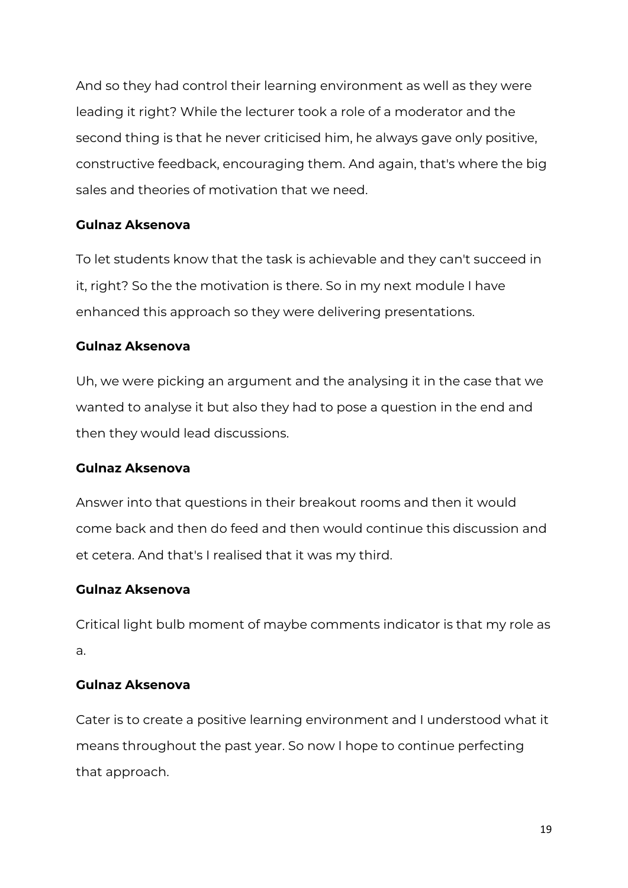And so they had control their learning environment as well as they were leading it right? While the lecturer took a role of a moderator and the second thing is that he never criticised him, he always gave only positive, constructive feedback, encouraging them. And again, that's where the big sales and theories of motivation that we need.

**Gulnaz Aksenova**

To let students know that the task is achievable and they can't succeed in it, right? So the the motivation is there. So in my next module I have enhanced this approach so they were delivering presentations.

**Gulnaz Aksenova**

Uh, we were picking an argument and the analysing it in the case that we wanted to analyse it but also they had to pose a question in the end and then they would lead discussions.

**Gulnaz Aksenova**

Answer into that questions in their breakout rooms and then it would come back and then do feed and then would continue this discussion and et cetera. And that's I realised that it was my third.

**Gulnaz Aksenova**

Critical light bulb moment of maybe comments indicator is that my role as a.

**Gulnaz Aksenova**

Cater is to create a positive learning environment and I understood what it means throughout the past year. So now I hope to continue perfecting that approach.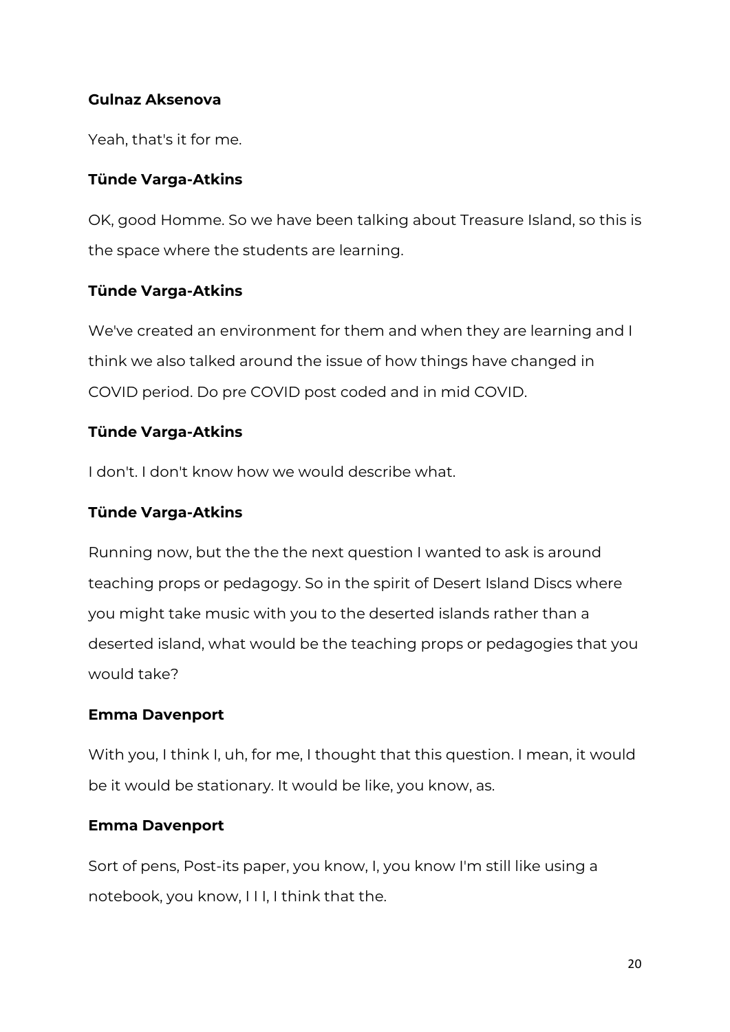**Gulnaz Aksenova**

Yeah, that's it for me.

**Tünde Varga-Atkins**

OK, good Homme. So we have been talking about Treasure Island, so this is the space where the students are learning.

**Tünde Varga-Atkins**

We've created an environment for them and when they are learning and I think we also talked around the issue of how things have changed in COVID period. Do pre COVID post coded and in mid COVID.

**Tünde Varga-Atkins**

I don't. I don't know how we would describe what.

**Tünde Varga-Atkins**

Running now, but the the the next question I wanted to ask is around teaching props or pedagogy. So in the spirit of Desert Island Discs where you might take music with you to the deserted islands rather than a deserted island, what would be the teaching props or pedagogies that you would take?

**Emma Davenport**

With you, I think I, uh, for me, I thought that this question. I mean, it would be it would be stationary. It would be like, you know, as.

**Emma Davenport**

Sort of pens, Post-its paper, you know, I, you know I'm still like using a notebook, you know, I I I, I think that the.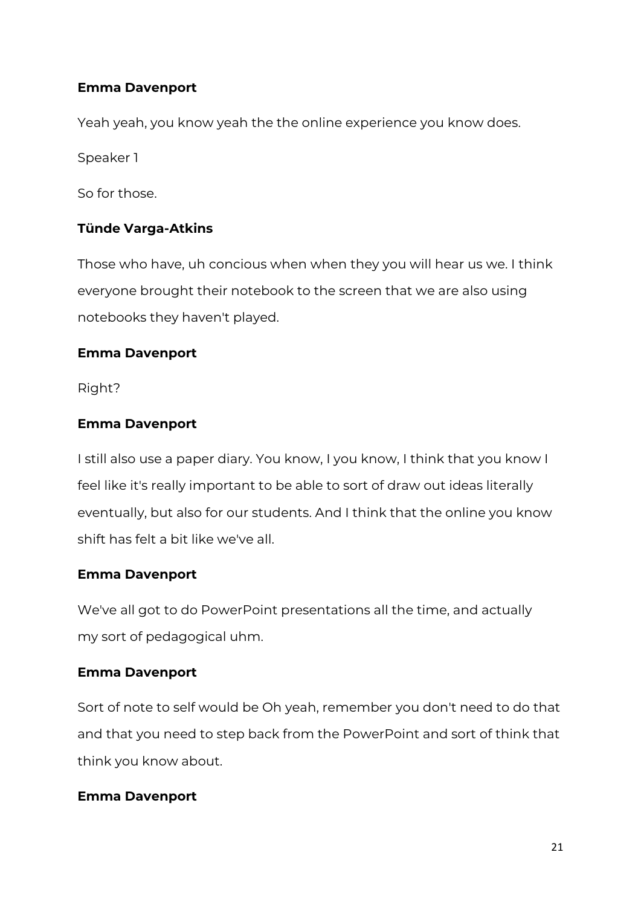**Emma Davenport**

Yeah yeah, you know yeah the the online experience you know does.

Speaker 1

So for those.

**Tünde Varga-Atkins**

Those who have, uh concious when when they you will hear us we. I think everyone brought their notebook to the screen that we are also using notebooks they haven't played.

**Emma Davenport**

Right?

**Emma Davenport**

I still also use a paper diary. You know, I you know, I think that you know I feel like it's really important to be able to sort of draw out ideas literally eventually, but also for our students. And I think that the online you know shift has felt a bit like we've all.

**Emma Davenport**

We've all got to do PowerPoint presentations all the time, and actually my sort of pedagogical uhm.

**Emma Davenport**

Sort of note to self would be Oh yeah, remember you don't need to do that and that you need to step back from the PowerPoint and sort of think that think you know about.

**Emma Davenport**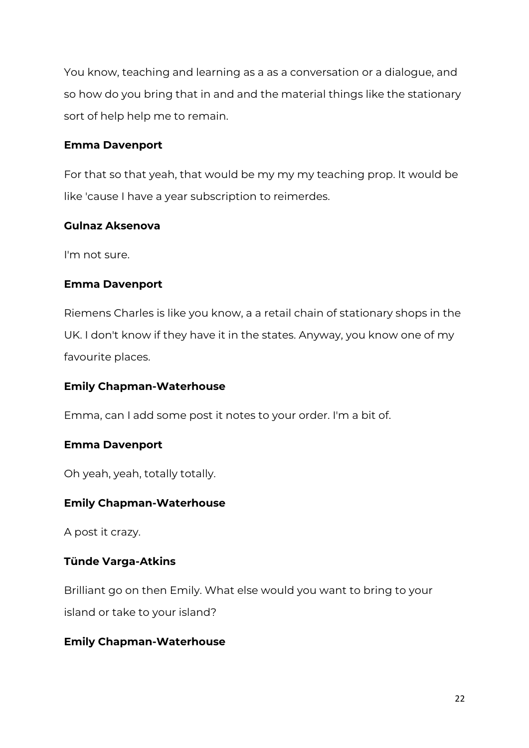You know, teaching and learning as a as a conversation or a dialogue, and so how do you bring that in and and the material things like the stationary sort of help help me to remain.

**Emma Davenport**

For that so that yeah, that would be my my my teaching prop. It would be like 'cause I have a year subscription to reimerdes.

**Gulnaz Aksenova**

I'm not sure.

**Emma Davenport**

Riemens Charles is like you know, a a retail chain of stationary shops in the UK. I don't know if they have it in the states. Anyway, you know one of my favourite places.

**Emily Chapman-Waterhouse**

Emma, can I add some post it notes to your order. I'm a bit of.

**Emma Davenport**

Oh yeah, yeah, totally totally.

**Emily Chapman-Waterhouse**

A post it crazy.

**Tünde Varga-Atkins**

Brilliant go on then Emily. What else would you want to bring to your island or take to your island?

**Emily Chapman-Waterhouse**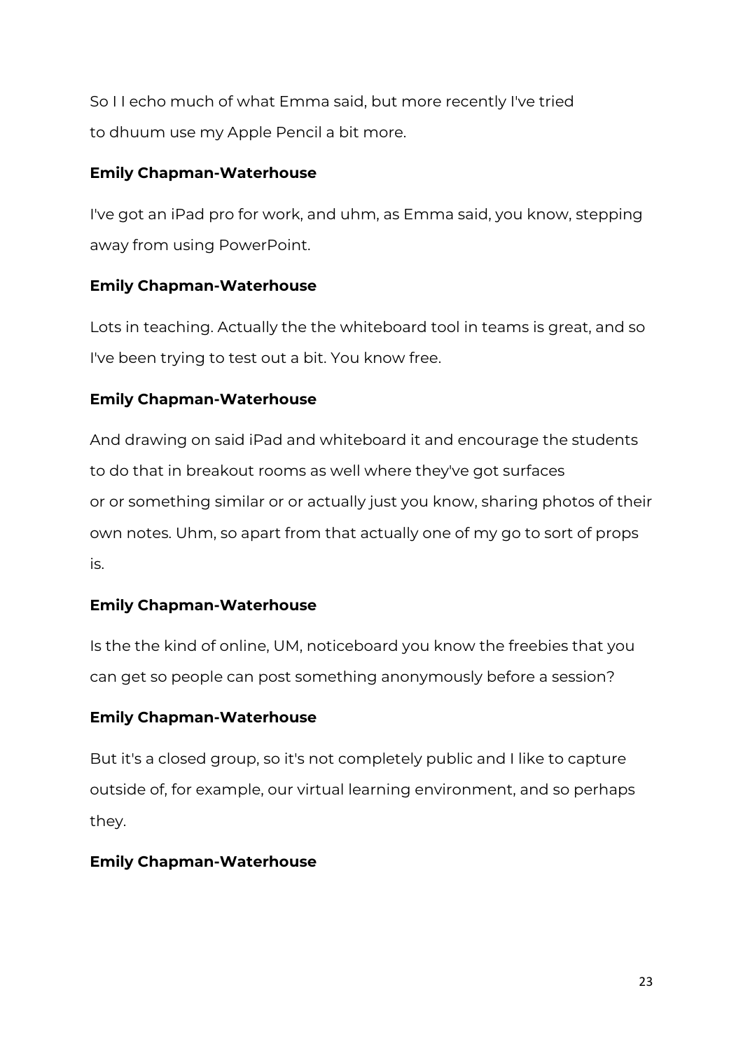So I I echo much of what Emma said, but more recently I've tried to dhuum use my Apple Pencil a bit more.

**Emily Chapman-Waterhouse**

I've got an iPad pro for work, and uhm, as Emma said, you know, stepping away from using PowerPoint.

**Emily Chapman-Waterhouse**

Lots in teaching. Actually the the whiteboard tool in teams is great, and so I've been trying to test out a bit. You know free.

**Emily Chapman-Waterhouse**

And drawing on said iPad and whiteboard it and encourage the students to do that in breakout rooms as well where they've got surfaces or or something similar or or actually just you know, sharing photos of their own notes. Uhm, so apart from that actually one of my go to sort of props is.

**Emily Chapman-Waterhouse**

Is the the kind of online, UM, noticeboard you know the freebies that you can get so people can post something anonymously before a session?

**Emily Chapman-Waterhouse**

But it's a closed group, so it's not completely public and I like to capture outside of, for example, our virtual learning environment, and so perhaps they.

**Emily Chapman-Waterhouse**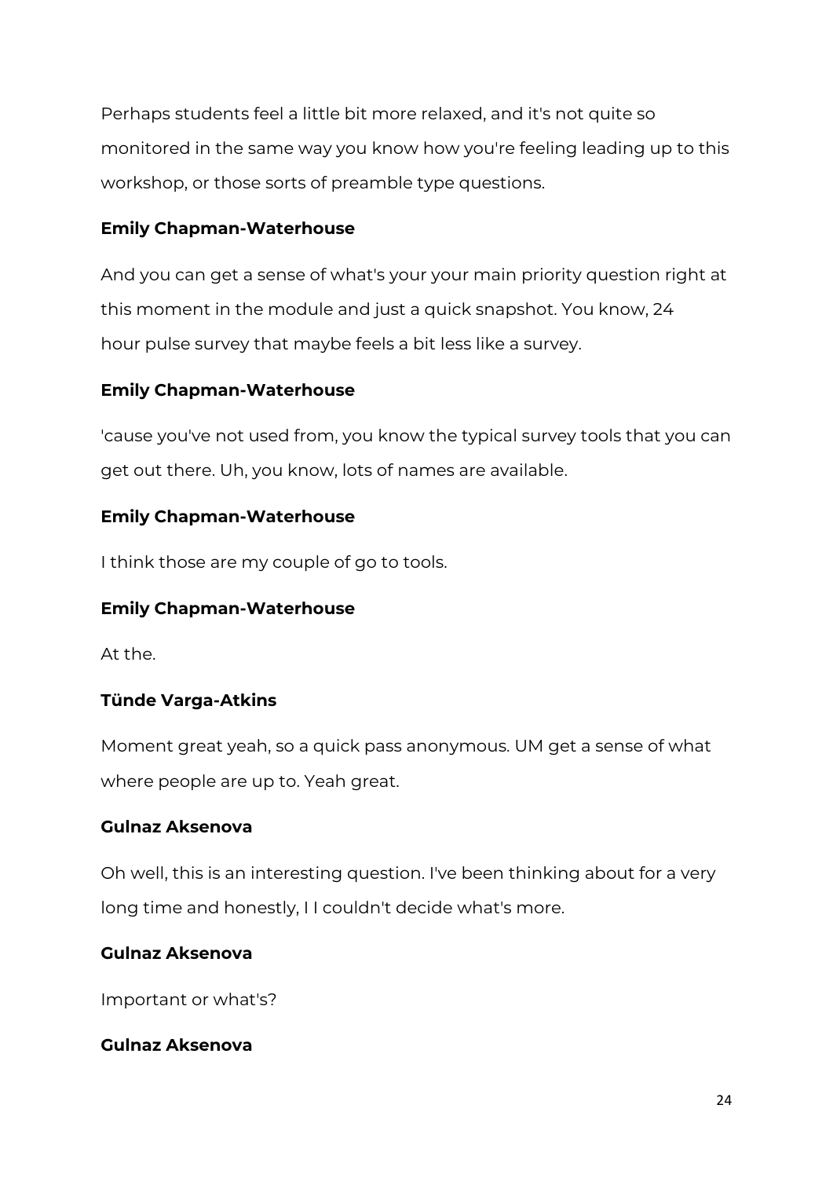Perhaps students feel a little bit more relaxed, and it's not quite so monitored in the same way you know how you're feeling leading up to this workshop, or those sorts of preamble type questions.

**Emily Chapman-Waterhouse**

And you can get a sense of what's your your main priority question right at this moment in the module and just a quick snapshot. You know, 24 hour pulse survey that maybe feels a bit less like a survey.

**Emily Chapman-Waterhouse**

'cause you've not used from, you know the typical survey tools that you can get out there. Uh, you know, lots of names are available.

**Emily Chapman-Waterhouse**

I think those are my couple of go to tools.

**Emily Chapman-Waterhouse**

At the.

**Tünde Varga-Atkins**

Moment great yeah, so a quick pass anonymous. UM get a sense of what where people are up to. Yeah great.

**Gulnaz Aksenova**

Oh well, this is an interesting question. I've been thinking about for a very long time and honestly, I I couldn't decide what's more.

**Gulnaz Aksenova**

Important or what's?

**Gulnaz Aksenova**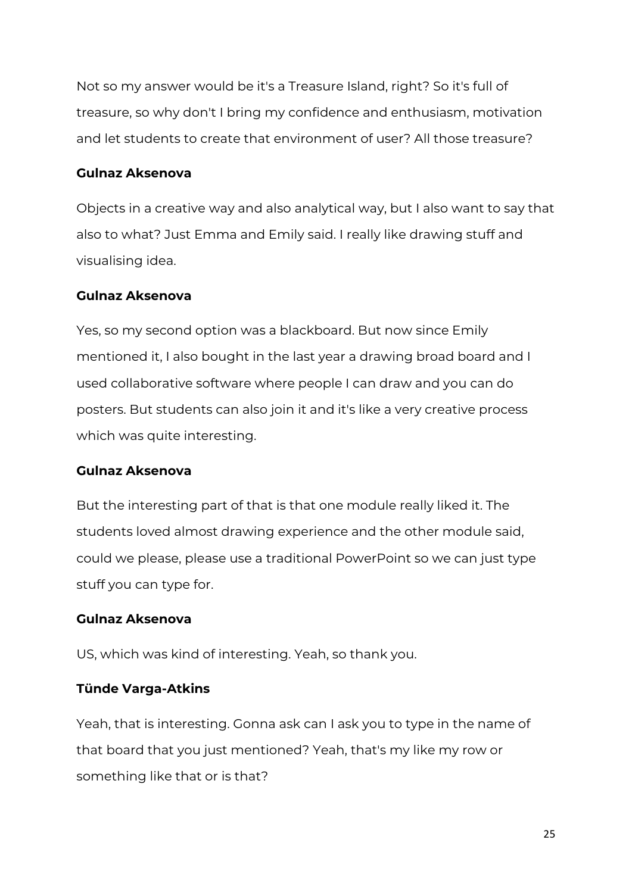Not so my answer would be it's a Treasure Island, right? So it's full of treasure, so why don't I bring my confidence and enthusiasm, motivation and let students to create that environment of user? All those treasure?

**Gulnaz Aksenova**

Objects in a creative way and also analytical way, but I also want to say that also to what? Just Emma and Emily said. I really like drawing stuff and visualising idea.

**Gulnaz Aksenova**

Yes, so my second option was a blackboard. But now since Emily mentioned it, I also bought in the last year a drawing broad board and I used collaborative software where people I can draw and you can do posters. But students can also join it and it's like a very creative process which was quite interesting.

**Gulnaz Aksenova**

But the interesting part of that is that one module really liked it. The students loved almost drawing experience and the other module said, could we please, please use a traditional PowerPoint so we can just type stuff you can type for.

**Gulnaz Aksenova**

US, which was kind of interesting. Yeah, so thank you.

**Tünde Varga-Atkins**

Yeah, that is interesting. Gonna ask can I ask you to type in the name of that board that you just mentioned? Yeah, that's my like my row or something like that or is that?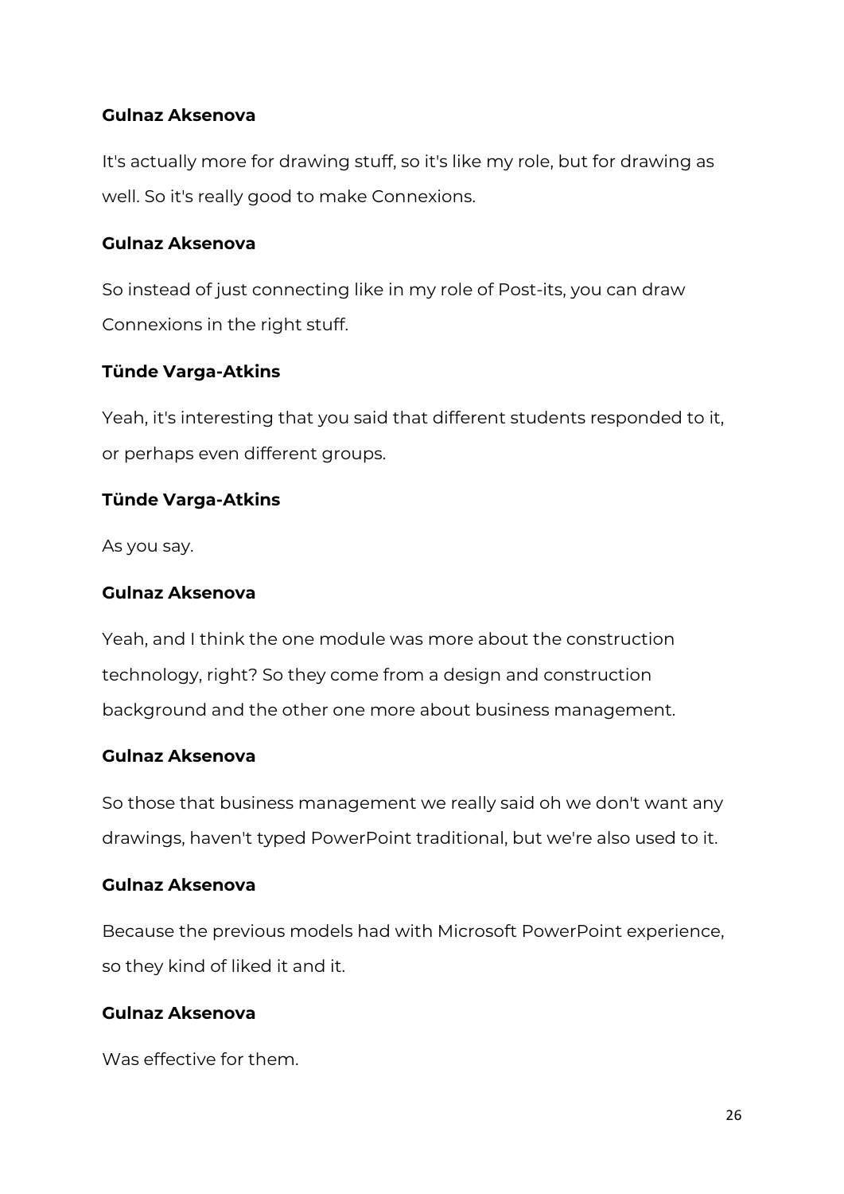**Gulnaz Aksenova**

It's actually more for drawing stuff, so it's like my role, but for drawing as well. So it's really good to make Connexions.

**Gulnaz Aksenova**

So instead of just connecting like in my role of Post-its, you can draw Connexions in the right stuff.

**Tünde Varga-Atkins**

Yeah, it's interesting that you said that different students responded to it, or perhaps even different groups.

**Tünde Varga-Atkins**

As you say.

**Gulnaz Aksenova**

Yeah, and I think the one module was more about the construction technology, right? So they come from a design and construction background and the other one more about business management.

**Gulnaz Aksenova**

So those that business management we really said oh we don't want any drawings, haven't typed PowerPoint traditional, but we're also used to it.

**Gulnaz Aksenova**

Because the previous models had with Microsoft PowerPoint experience, so they kind of liked it and it.

**Gulnaz Aksenova**

Was effective for them.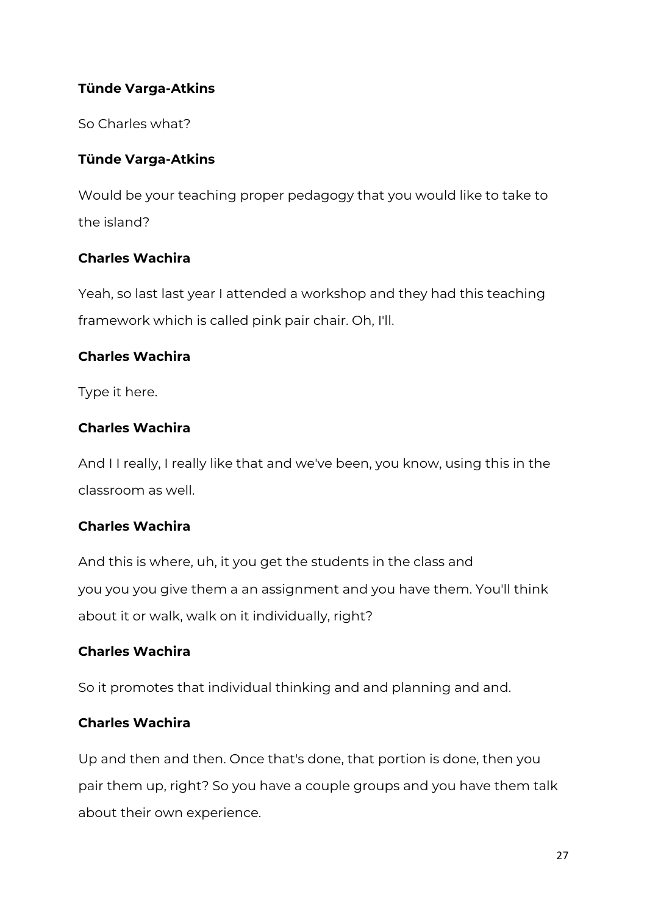**Tünde Varga-Atkins**

So Charles what?

**Tünde Varga-Atkins**

Would be your teaching proper pedagogy that you would like to take to the island?

**Charles Wachira**

Yeah, so last last year I attended a workshop and they had this teaching framework which is called pink pair chair. Oh, I'll.

**Charles Wachira**

Type it here.

**Charles Wachira**

And I I really, I really like that and we've been, you know, using this in the classroom as well.

**Charles Wachira**

And this is where, uh, it you get the students in the class and you you you give them a an assignment and you have them. You'll think about it or walk, walk on it individually, right?

**Charles Wachira**

So it promotes that individual thinking and and planning and and.

**Charles Wachira**

Up and then and then. Once that's done, that portion is done, then you pair them up, right? So you have a couple groups and you have them talk about their own experience.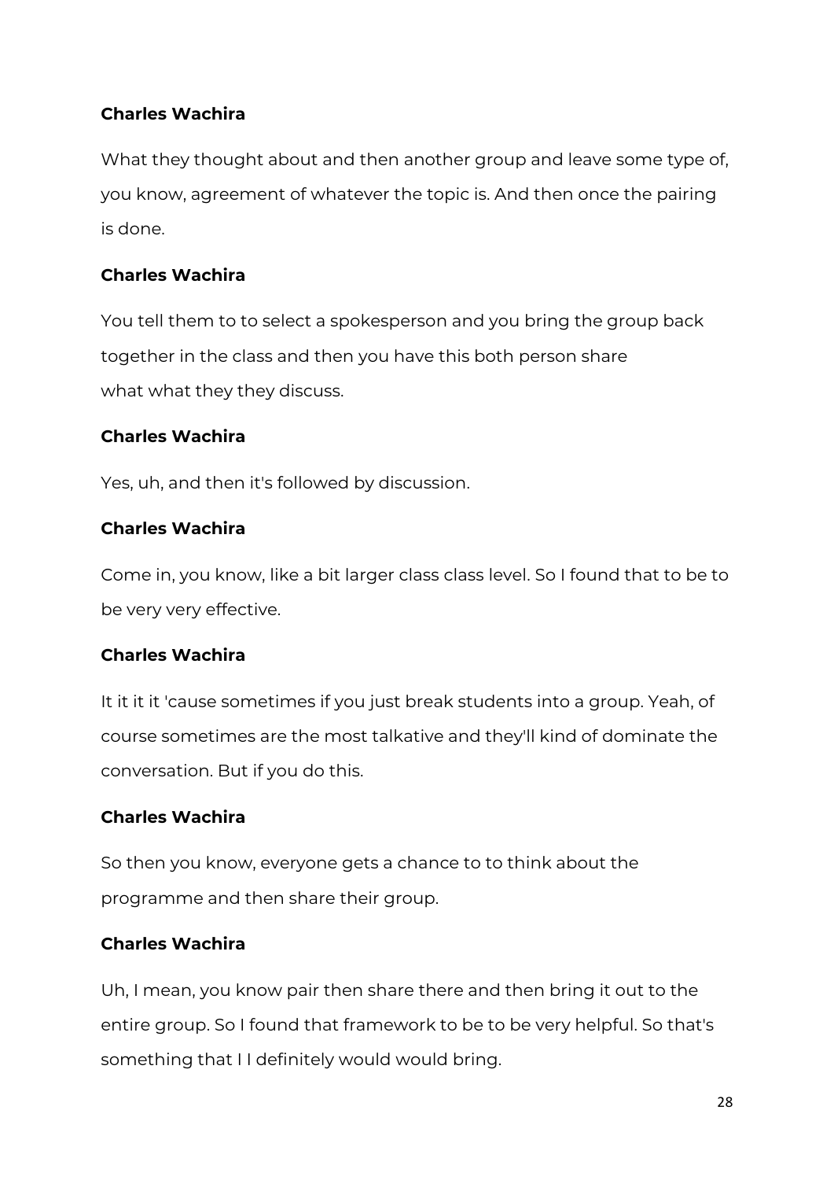**Charles Wachira**

What they thought about and then another group and leave some type of, you know, agreement of whatever the topic is. And then once the pairing is done.

**Charles Wachira**

You tell them to to select a spokesperson and you bring the group back together in the class and then you have this both person share what what they they discuss.

**Charles Wachira**

Yes, uh, and then it's followed by discussion.

**Charles Wachira**

Come in, you know, like a bit larger class class level. So I found that to be to be very very effective.

**Charles Wachira**

It it it it 'cause sometimes if you just break students into a group. Yeah, of course sometimes are the most talkative and they'll kind of dominate the conversation. But if you do this.

**Charles Wachira**

So then you know, everyone gets a chance to to think about the programme and then share their group.

**Charles Wachira**

Uh, I mean, you know pair then share there and then bring it out to the entire group. So I found that framework to be to be very helpful. So that's something that I I definitely would would bring.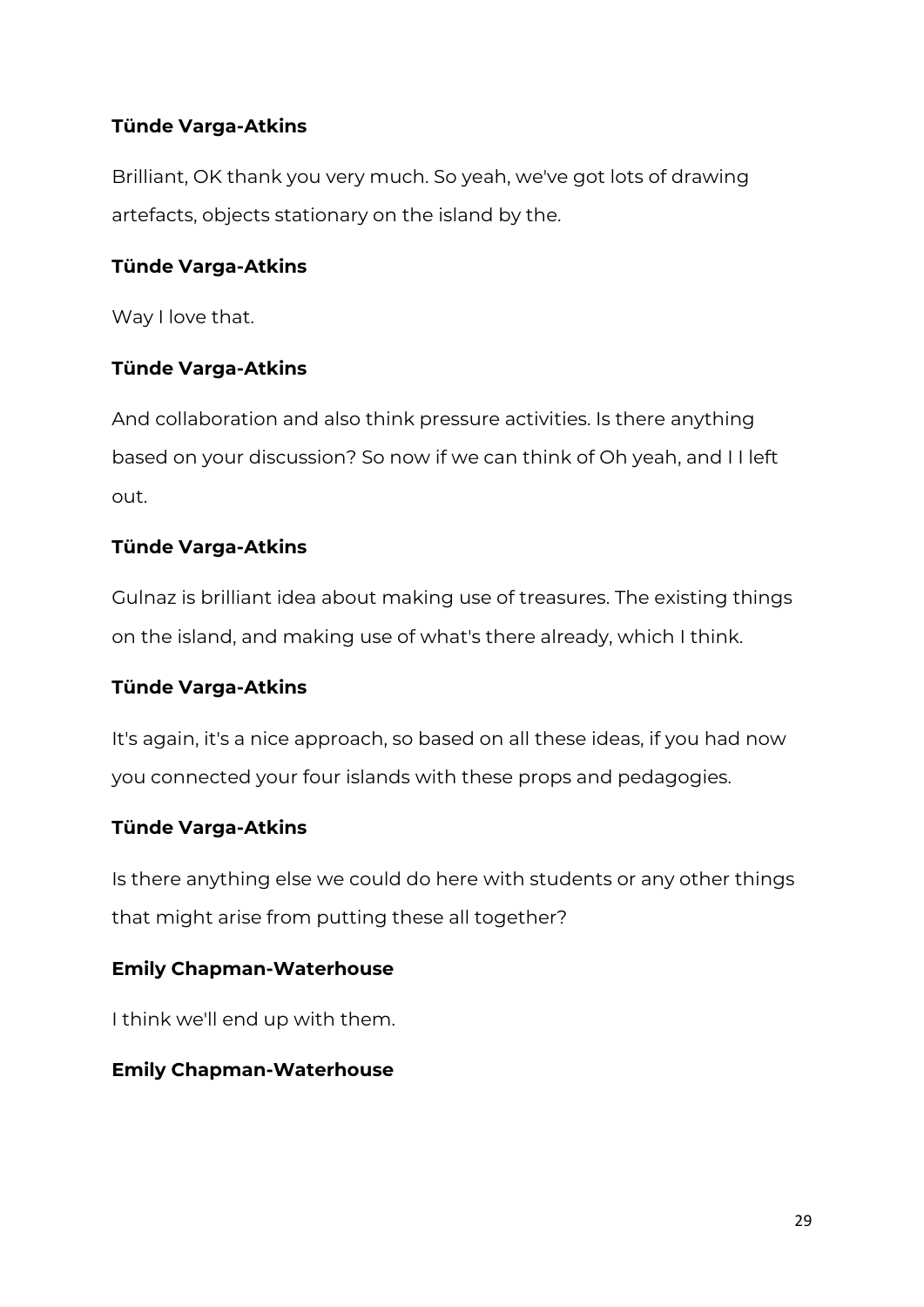**Tünde Varga-Atkins**

Brilliant, OK thank you very much. So yeah, we've got lots of drawing artefacts, objects stationary on the island by the.

**Tünde Varga-Atkins**

Way I love that.

**Tünde Varga-Atkins**

And collaboration and also think pressure activities. Is there anything based on your discussion? So now if we can think of Oh yeah, and I I left out.

**Tünde Varga-Atkins**

Gulnaz is brilliant idea about making use of treasures. The existing things on the island, and making use of what's there already, which I think.

**Tünde Varga-Atkins**

It's again, it's a nice approach, so based on all these ideas, if you had now you connected your four islands with these props and pedagogies.

**Tünde Varga-Atkins**

Is there anything else we could do here with students or any other things that might arise from putting these all together?

**Emily Chapman-Waterhouse**

I think we'll end up with them.

**Emily Chapman-Waterhouse**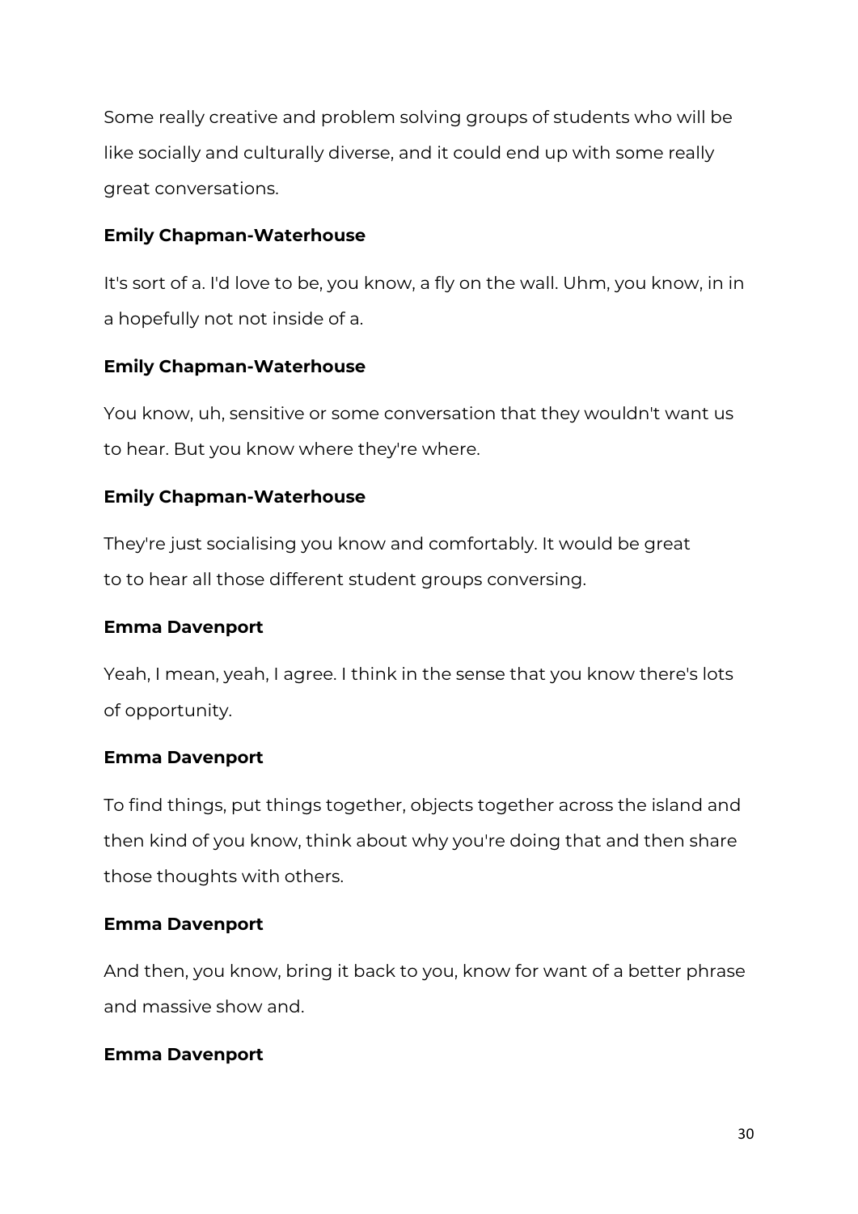Some really creative and problem solving groups of students who will be like socially and culturally diverse, and it could end up with some really great conversations.

**Emily Chapman-Waterhouse**

It's sort of a. I'd love to be, you know, a fly on the wall. Uhm, you know, in in a hopefully not not inside of a.

**Emily Chapman-Waterhouse**

You know, uh, sensitive or some conversation that they wouldn't want us to hear. But you know where they're where.

**Emily Chapman-Waterhouse**

They're just socialising you know and comfortably. It would be great to to hear all those different student groups conversing.

**Emma Davenport**

Yeah, I mean, yeah, I agree. I think in the sense that you know there's lots of opportunity.

**Emma Davenport**

To find things, put things together, objects together across the island and then kind of you know, think about why you're doing that and then share those thoughts with others.

**Emma Davenport**

And then, you know, bring it back to you, know for want of a better phrase and massive show and.

**Emma Davenport**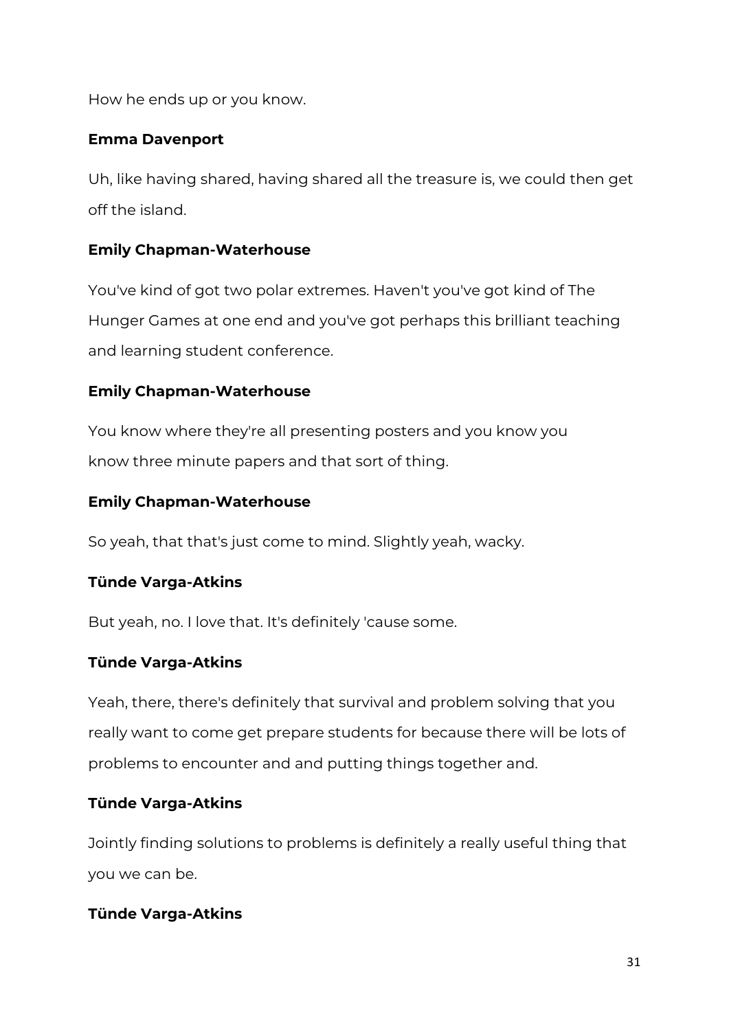How he ends up or you know.

**Emma Davenport**

Uh, like having shared, having shared all the treasure is, we could then get off the island.

**Emily Chapman-Waterhouse**

You've kind of got two polar extremes. Haven't you've got kind of The Hunger Games at one end and you've got perhaps this brilliant teaching and learning student conference.

**Emily Chapman-Waterhouse**

You know where they're all presenting posters and you know you know three minute papers and that sort of thing.

**Emily Chapman-Waterhouse**

So yeah, that that's just come to mind. Slightly yeah, wacky.

**Tünde Varga-Atkins**

But yeah, no. I love that. It's definitely 'cause some.

**Tünde Varga-Atkins**

Yeah, there, there's definitely that survival and problem solving that you really want to come get prepare students for because there will be lots of problems to encounter and and putting things together and.

**Tünde Varga-Atkins**

Jointly finding solutions to problems is definitely a really useful thing that you we can be.

**Tünde Varga-Atkins**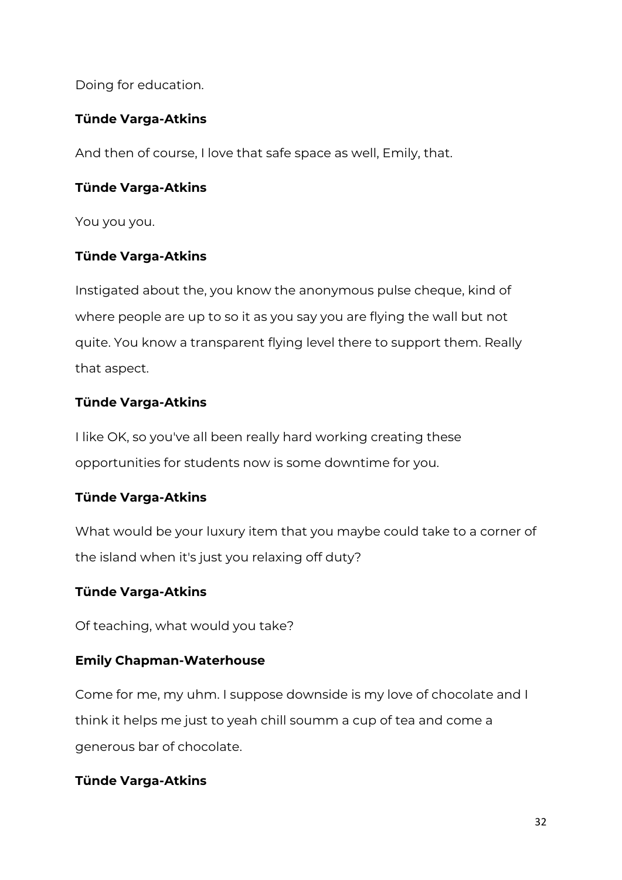Doing for education.

**Tünde Varga-Atkins**

And then of course, I love that safe space as well, Emily, that.

**Tünde Varga-Atkins**

You you you.

**Tünde Varga-Atkins**

Instigated about the, you know the anonymous pulse cheque, kind of where people are up to so it as you say you are flying the wall but not quite. You know a transparent flying level there to support them. Really that aspect.

**Tünde Varga-Atkins**

I like OK, so you've all been really hard working creating these opportunities for students now is some downtime for you.

**Tünde Varga-Atkins**

What would be your luxury item that you maybe could take to a corner of the island when it's just you relaxing off duty?

**Tünde Varga-Atkins**

Of teaching, what would you take?

**Emily Chapman-Waterhouse**

Come for me, my uhm. I suppose downside is my love of chocolate and I think it helps me just to yeah chill soumm a cup of tea and come a generous bar of chocolate.

**Tünde Varga-Atkins**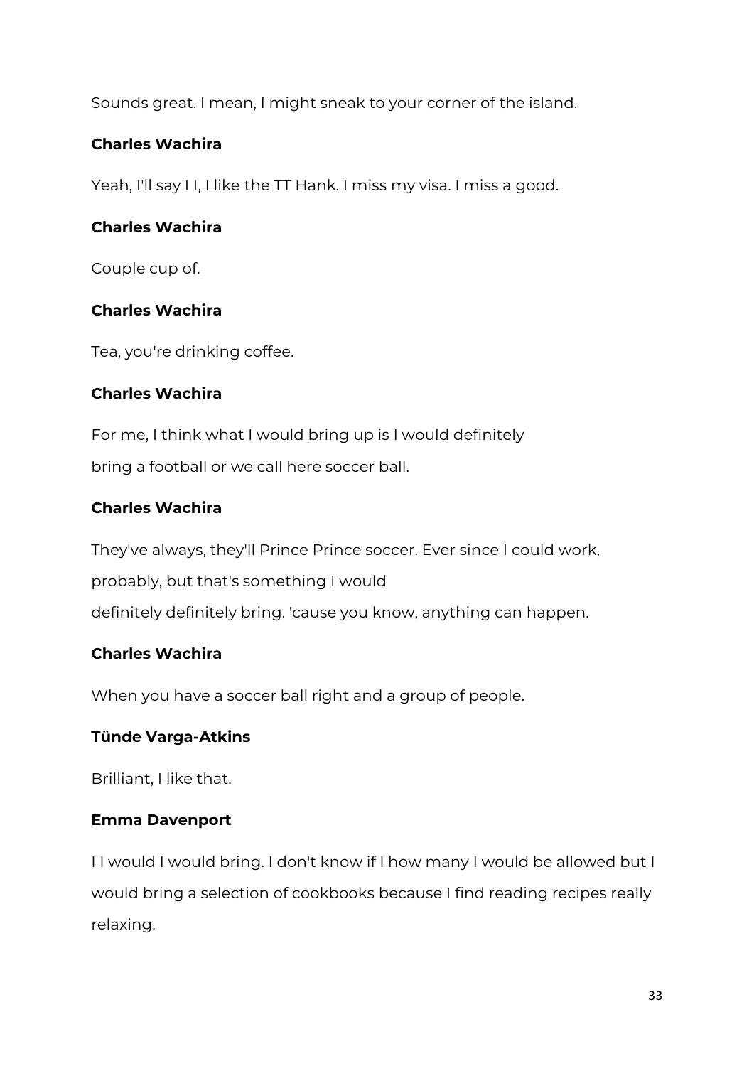Sounds great. I mean, I might sneak to your corner of the island.

**Charles Wachira**

Yeah, I'll say I I, I like the TT Hank. I miss my visa. I miss a good.

**Charles Wachira**

Couple cup of.

**Charles Wachira**

Tea, you're drinking coffee.

**Charles Wachira**

For me, I think what I would bring up is I would definitely
bring a football or we call here soccer ball.

**Charles Wachira**

They've always, they'll Prince Prince soccer. Ever since I could work,
probably, but that's something I would
definitely definitely bring. 'cause you know, anything can happen.

**Charles Wachira**

When you have a soccer ball right and a group of people.

**Tünde Varga-Atkins**

Brilliant, I like that.

**Emma Davenport**

I I would I would bring. I don't know if I how many I would be allowed but I would bring a selection of cookbooks because I find reading recipes really relaxing.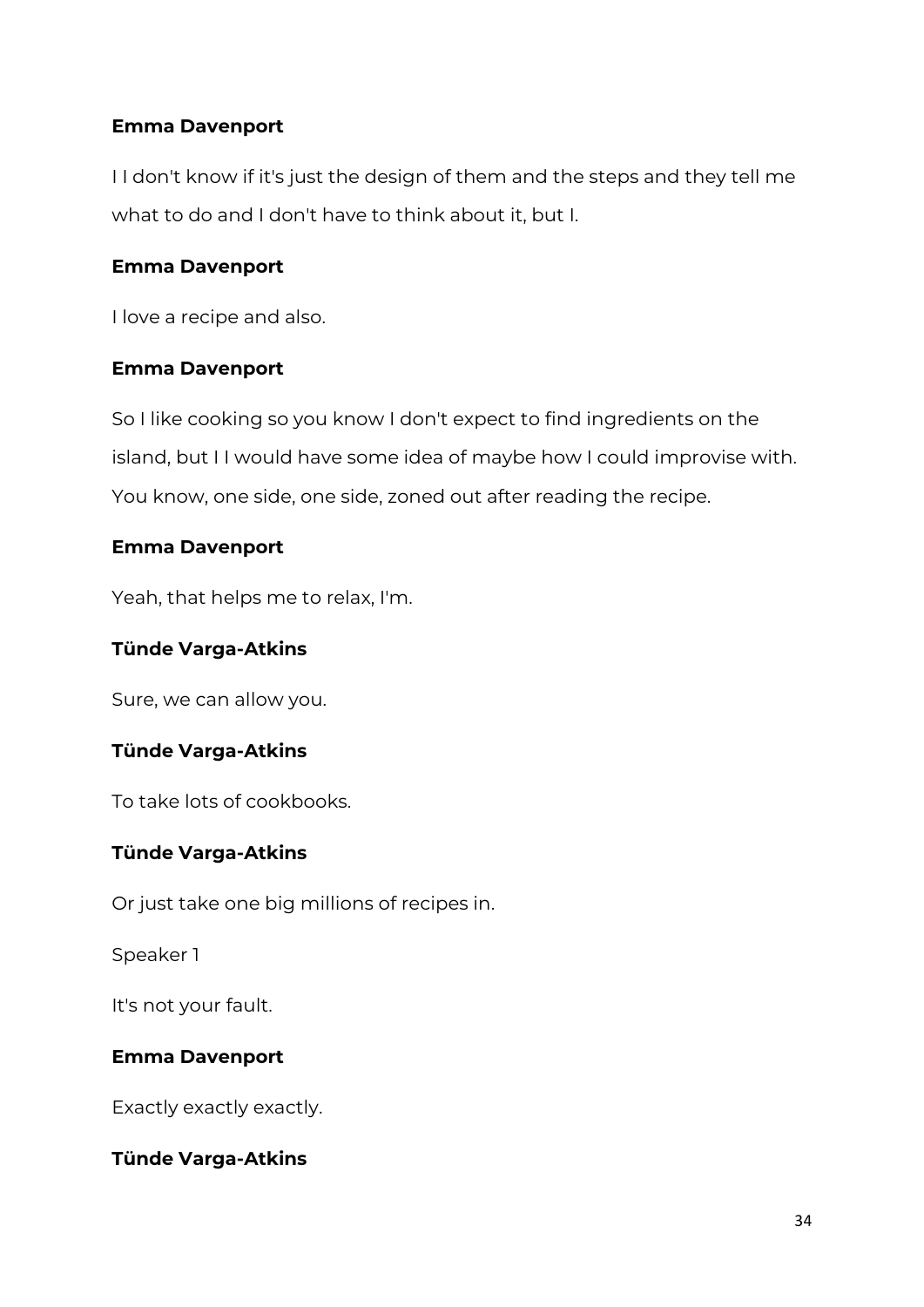**Emma Davenport**

I I don't know if it's just the design of them and the steps and they tell me what to do and I don't have to think about it, but I.

**Emma Davenport**

I love a recipe and also.

**Emma Davenport**

So I like cooking so you know I don't expect to find ingredients on the island, but I I would have some idea of maybe how I could improvise with. You know, one side, one side, zoned out after reading the recipe.

**Emma Davenport**

Yeah, that helps me to relax, I'm.

**Tünde Varga-Atkins**

Sure, we can allow you.

**Tünde Varga-Atkins**

To take lots of cookbooks.

**Tünde Varga-Atkins**

Or just take one big millions of recipes in.

Speaker 1

It's not your fault.

**Emma Davenport**

Exactly exactly exactly.

**Tünde Varga-Atkins**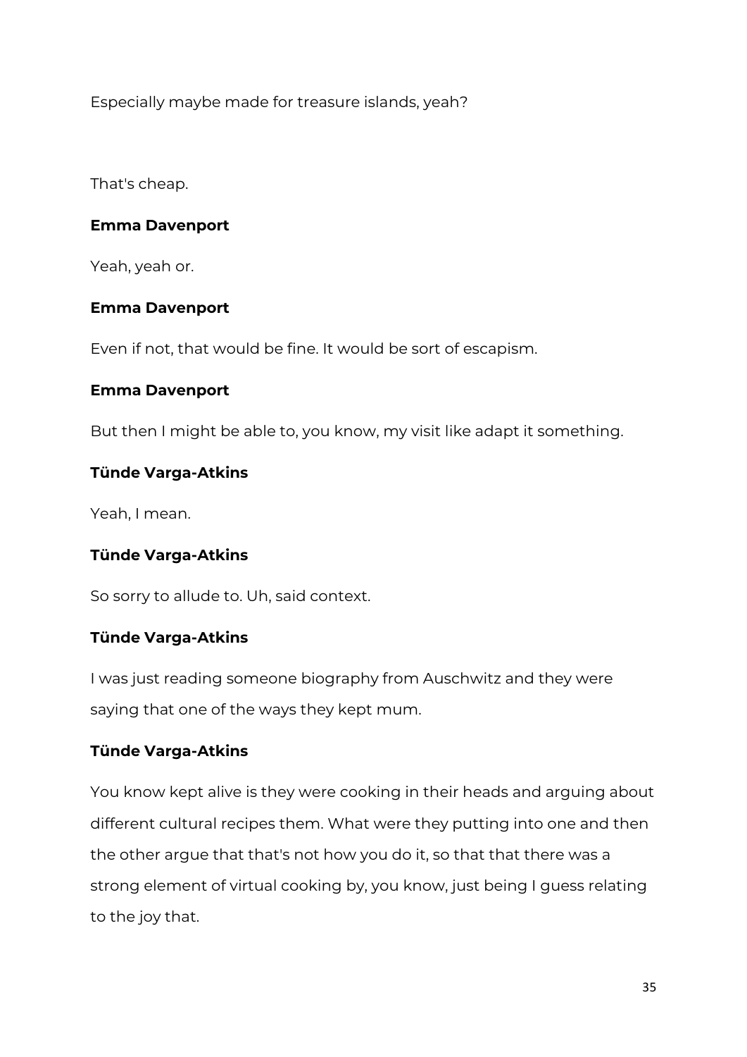Especially maybe made for treasure islands, yeah?

That's cheap.

**Emma Davenport**

Yeah, yeah or.

**Emma Davenport**

Even if not, that would be fine. It would be sort of escapism.

**Emma Davenport**

But then I might be able to, you know, my visit like adapt it something.

**Tünde Varga-Atkins**

Yeah, I mean.

**Tünde Varga-Atkins**

So sorry to allude to. Uh, said context.

**Tünde Varga-Atkins**

I was just reading someone biography from Auschwitz and they were saying that one of the ways they kept mum.

**Tünde Varga-Atkins**

You know kept alive is they were cooking in their heads and arguing about different cultural recipes them. What were they putting into one and then the other argue that that's not how you do it, so that that there was a strong element of virtual cooking by, you know, just being I guess relating to the joy that.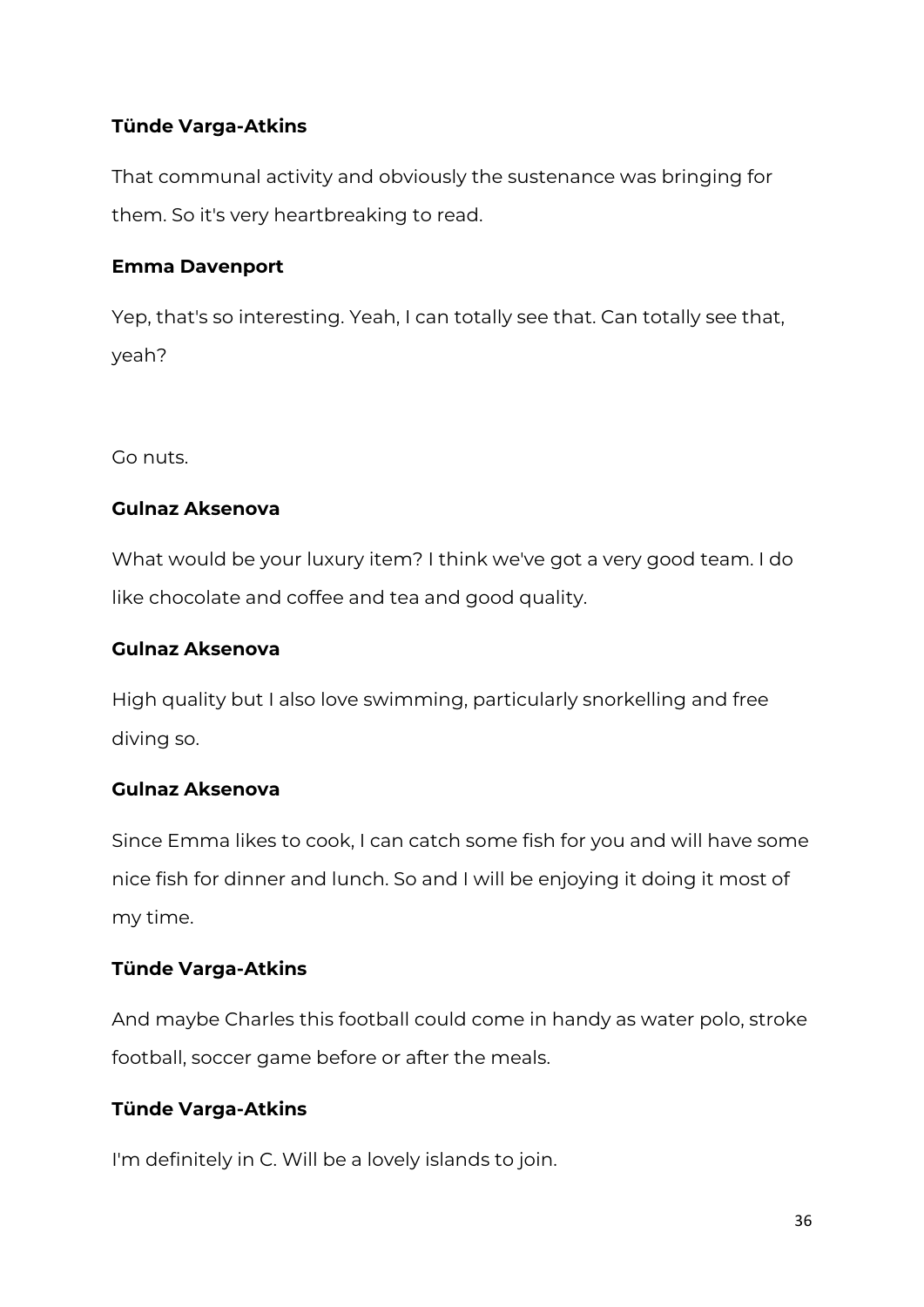**Tünde Varga-Atkins**

That communal activity and obviously the sustenance was bringing for them. So it's very heartbreaking to read.

**Emma Davenport**

Yep, that's so interesting. Yeah, I can totally see that. Can totally see that, yeah?

Go nuts.

**Gulnaz Aksenova**

What would be your luxury item? I think we've got a very good team. I do like chocolate and coffee and tea and good quality.

**Gulnaz Aksenova**

High quality but I also love swimming, particularly snorkelling and free diving so.

**Gulnaz Aksenova**

Since Emma likes to cook, I can catch some fish for you and will have some nice fish for dinner and lunch. So and I will be enjoying it doing it most of my time.

**Tünde Varga-Atkins**

And maybe Charles this football could come in handy as water polo, stroke football, soccer game before or after the meals.

**Tünde Varga-Atkins**

I'm definitely in C. Will be a lovely islands to join.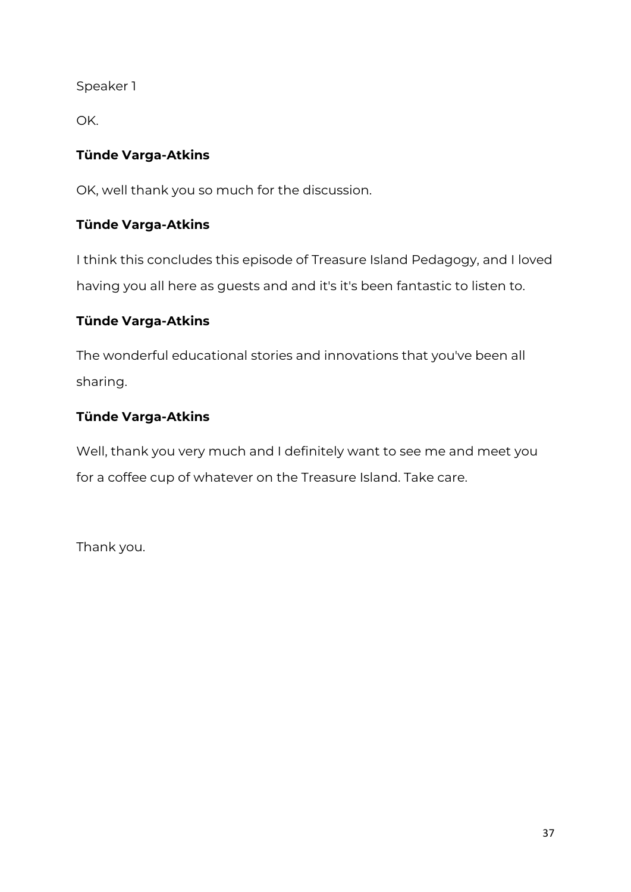Speaker 1

OK.

**Tünde Varga-Atkins**

OK, well thank you so much for the discussion.

**Tünde Varga-Atkins**

I think this concludes this episode of Treasure Island Pedagogy, and I loved having you all here as guests and and it's it's been fantastic to listen to.

**Tünde Varga-Atkins**

The wonderful educational stories and innovations that you've been all sharing.

**Tünde Varga-Atkins**

Well, thank you very much and I definitely want to see me and meet you for a coffee cup of whatever on the Treasure Island. Take care.

Thank you.